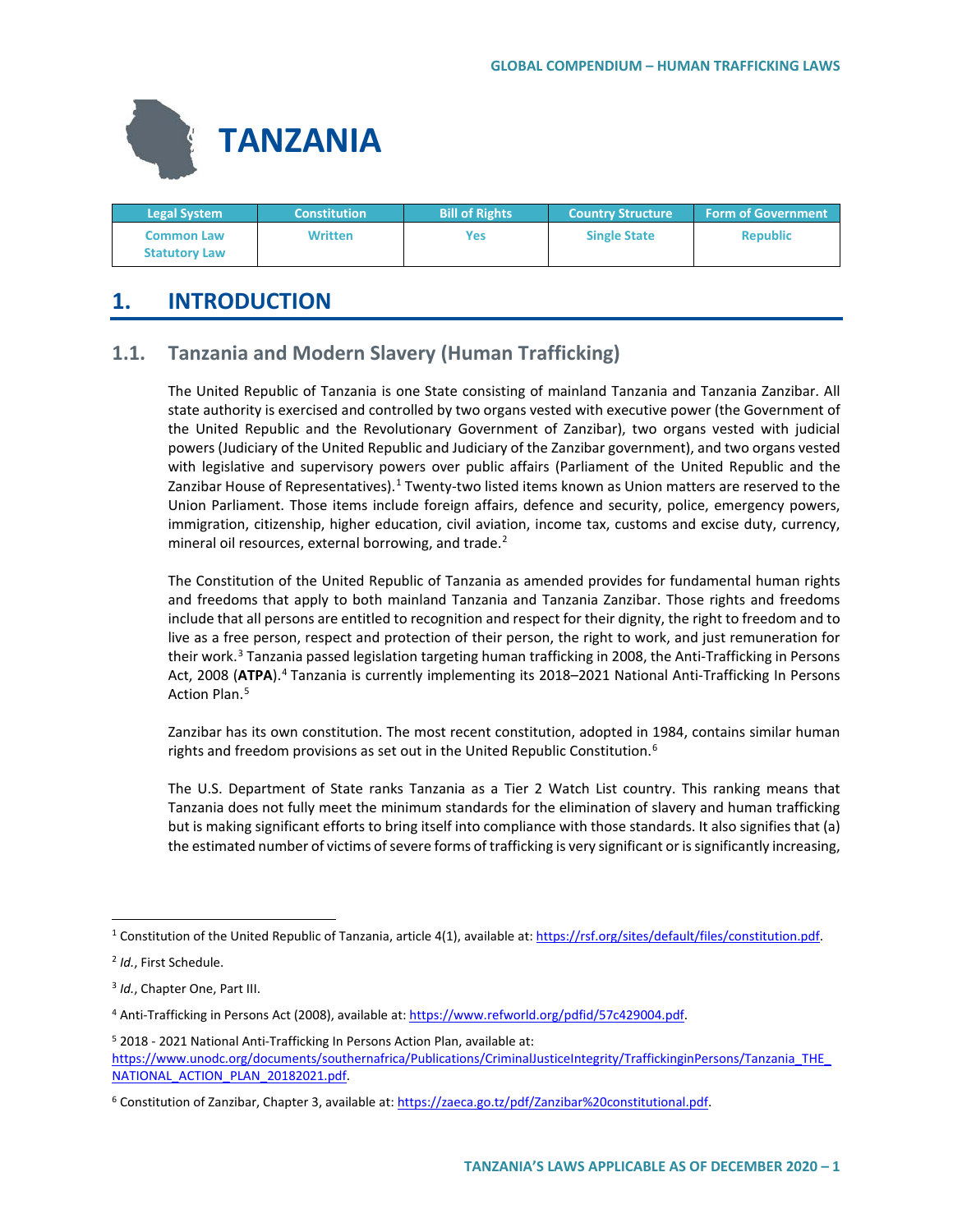# TANZANIA

| Legal System | Constitution | Bill of Rights | Country Structure | Form of Government |
| --- | --- | --- | --- | --- |
| Common Law<br>Statutory Law | Written | Yes | Single State | Republic |

## 1. INTRODUCTION

### 1.1. Tanzania and Modern Slavery (Human Trafficking)

The United Republic of Tanzania is one State consisting of mainland Tanzania and Tanzania Zanzibar. All state authority is exercised and controlled by two organs vested with executive power (the Government of the United Republic and the Revolutionary Government of Zanzibar), two organs vested with judicial powers (Judiciary of the United Republic and Judiciary of the Zanzibar government), and two organs vested with legislative and supervisory powers over public affairs (Parliament of the United Republic and the Zanzibar House of Representatives).[1] Twenty-two listed items known as Union matters are reserved to the Union Parliament. Those items include foreign affairs, defence and security, police, emergency powers, immigration, citizenship, higher education, civil aviation, income tax, customs and excise duty, currency, mineral oil resources, external borrowing, and trade.[2]

The Constitution of the United Republic of Tanzania as amended provides for fundamental human rights and freedoms that apply to both mainland Tanzania and Tanzania Zanzibar. Those rights and freedoms include that all persons are entitled to recognition and respect for their dignity, the right to freedom and to live as a free person, respect and protection of their person, the right to work, and just remuneration for their work.[3] Tanzania passed legislation targeting human trafficking in 2008, the Anti-Trafficking in Persons Act, 2008 (**ATPA**).[4] Tanzania is currently implementing its 2018–2021 National Anti-Trafficking In Persons Action Plan.[5]

Zanzibar has its own constitution. The most recent constitution, adopted in 1984, contains similar human rights and freedom provisions as set out in the United Republic Constitution.[6]

The U.S. Department of State ranks Tanzania as a Tier 2 Watch List country. This ranking means that Tanzania does not fully meet the minimum standards for the elimination of slavery and human trafficking but is making significant efforts to bring itself into compliance with those standards. It also signifies that (a) the estimated number of victims of severe forms of trafficking is very significant or is significantly increasing,

---

[1] Constitution of the United Republic of Tanzania, article 4(1), available at: https://rsf.org/sites/default/files/constitution.pdf.

[2] *Id.*, First Schedule.

[3] *Id.*, Chapter One, Part III.

[4] Anti-Trafficking in Persons Act (2008), available at: https://www.refworld.org/pdfid/57c429004.pdf.

[5] 2018 - 2021 National Anti-Trafficking In Persons Action Plan, available at: https://www.unodc.org/documents/southernafrica/Publications/CriminalJusticeIntegrity/TraffickinginPersons/Tanzania_THE_NATIONAL_ACTION_PLAN_20182021.pdf.

[6] Constitution of Zanzibar, Chapter 3, available at: https://zaeca.go.tz/pdf/Zanzibar%20constitutional.pdf.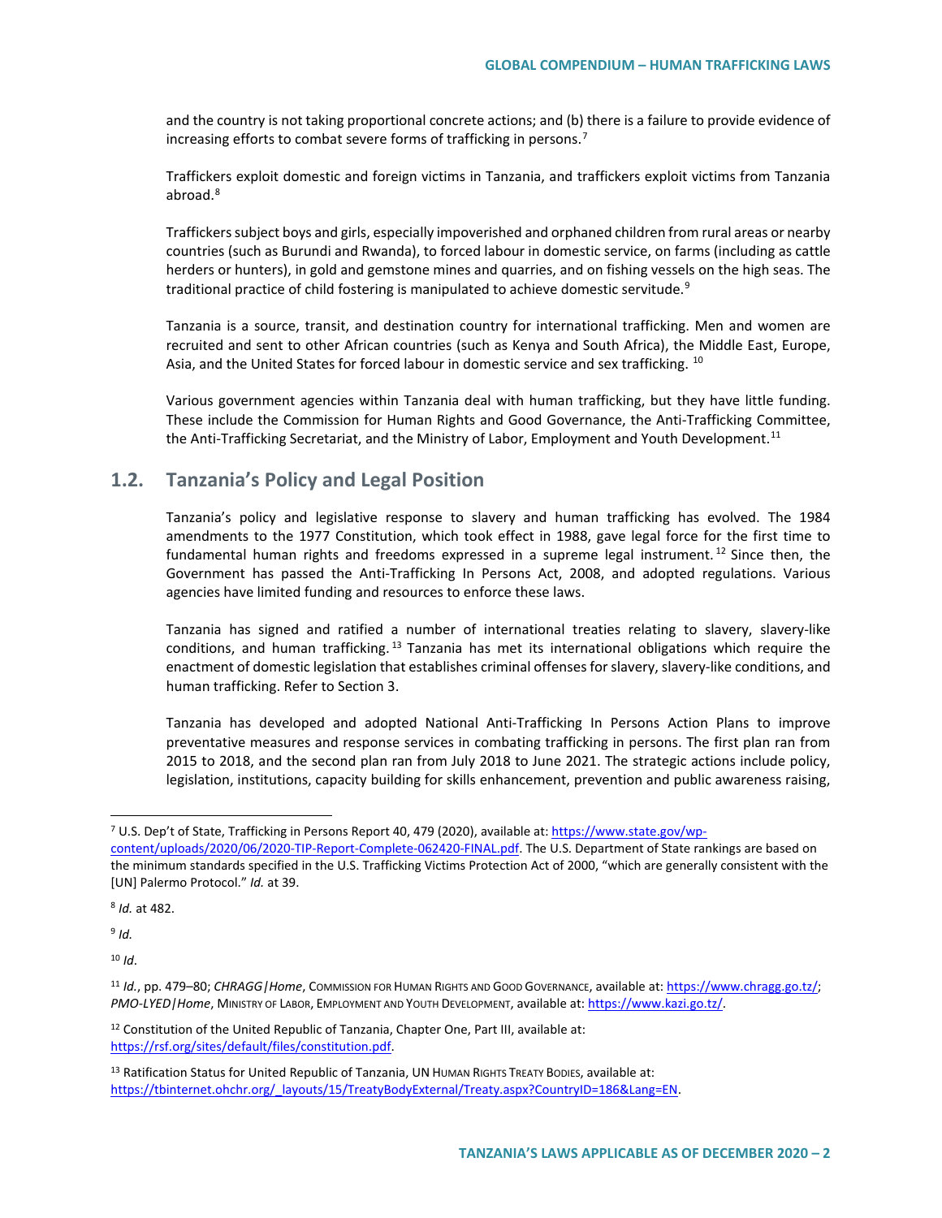and the country is not taking proportional concrete actions; and (b) there is a failure to provide evidence of increasing efforts to combat severe forms of trafficking in persons.[7]

Traffickers exploit domestic and foreign victims in Tanzania, and traffickers exploit victims from Tanzania abroad.[8]

Traffickers subject boys and girls, especially impoverished and orphaned children from rural areas or nearby countries (such as Burundi and Rwanda), to forced labour in domestic service, on farms (including as cattle herders or hunters), in gold and gemstone mines and quarries, and on fishing vessels on the high seas. The traditional practice of child fostering is manipulated to achieve domestic servitude.[9]

Tanzania is a source, transit, and destination country for international trafficking. Men and women are recruited and sent to other African countries (such as Kenya and South Africa), the Middle East, Europe, Asia, and the United States for forced labour in domestic service and sex trafficking.[10]

Various government agencies within Tanzania deal with human trafficking, but they have little funding. These include the Commission for Human Rights and Good Governance, the Anti-Trafficking Committee, the Anti-Trafficking Secretariat, and the Ministry of Labor, Employment and Youth Development.[11]

## 1.2. Tanzania's Policy and Legal Position

Tanzania's policy and legislative response to slavery and human trafficking has evolved. The 1984 amendments to the 1977 Constitution, which took effect in 1988, gave legal force for the first time to fundamental human rights and freedoms expressed in a supreme legal instrument.[12] Since then, the Government has passed the Anti-Trafficking In Persons Act, 2008, and adopted regulations. Various agencies have limited funding and resources to enforce these laws.

Tanzania has signed and ratified a number of international treaties relating to slavery, slavery-like conditions, and human trafficking.[13] Tanzania has met its international obligations which require the enactment of domestic legislation that establishes criminal offenses for slavery, slavery-like conditions, and human trafficking. Refer to Section 3.

Tanzania has developed and adopted National Anti-Trafficking In Persons Action Plans to improve preventative measures and response services in combating trafficking in persons. The first plan ran from 2015 to 2018, and the second plan ran from July 2018 to June 2021. The strategic actions include policy, legislation, institutions, capacity building for skills enhancement, prevention and public awareness raising,

---

[7] U.S. Dep't of State, Trafficking in Persons Report 40, 479 (2020), available at: https://www.state.gov/wp-content/uploads/2020/06/2020-TIP-Report-Complete-062420-FINAL.pdf. The U.S. Department of State rankings are based on the minimum standards specified in the U.S. Trafficking Victims Protection Act of 2000, "which are generally consistent with the [UN] Palermo Protocol." *Id.* at 39.

[8] *Id.* at 482.

[9] *Id.*

[10] *Id*.

[11] *Id.*, pp. 479–80; *CHRAGG|Home*, Commission for Human Rights and Good Governance, available at: https://www.chragg.go.tz/; *PMO-LYED|Home*, Ministry of Labor, Employment and Youth Development, available at: https://www.kazi.go.tz/.

[12] Constitution of the United Republic of Tanzania, Chapter One, Part III, available at: https://rsf.org/sites/default/files/constitution.pdf.

[13] Ratification Status for United Republic of Tanzania, UN Human Rights Treaty Bodies, available at: https://tbinternet.ohchr.org/_layouts/15/TreatyBodyExternal/Treaty.aspx?CountryID=186&Lang=EN.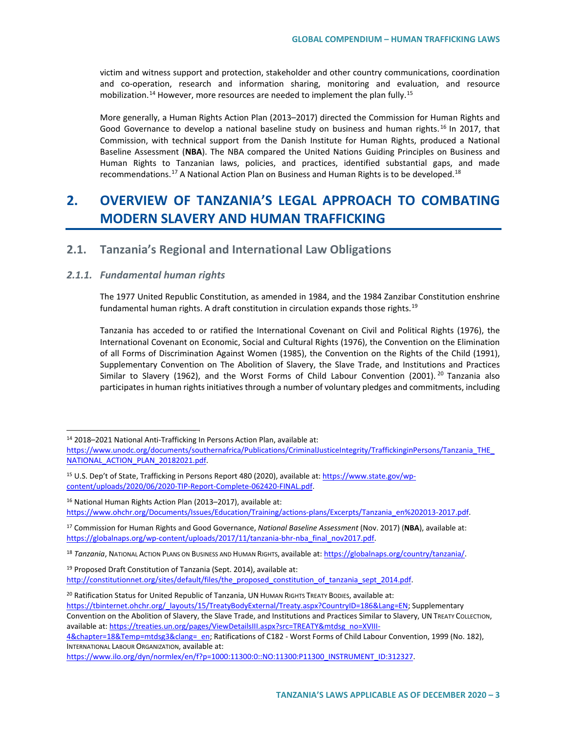victim and witness support and protection, stakeholder and other country communications, coordination and co-operation, research and information sharing, monitoring and evaluation, and resource mobilization.[14] However, more resources are needed to implement the plan fully.[15]

More generally, a Human Rights Action Plan (2013–2017) directed the Commission for Human Rights and Good Governance to develop a national baseline study on business and human rights.[16] In 2017, that Commission, with technical support from the Danish Institute for Human Rights, produced a National Baseline Assessment (**NBA**). The NBA compared the United Nations Guiding Principles on Business and Human Rights to Tanzanian laws, policies, and practices, identified substantial gaps, and made recommendations.[17] A National Action Plan on Business and Human Rights is to be developed.[18]

# 2. OVERVIEW OF TANZANIA'S LEGAL APPROACH TO COMBATING MODERN SLAVERY AND HUMAN TRAFFICKING

## 2.1. Tanzania's Regional and International Law Obligations

### *2.1.1. Fundamental human rights*

The 1977 United Republic Constitution, as amended in 1984, and the 1984 Zanzibar Constitution enshrine fundamental human rights. A draft constitution in circulation expands those rights.[19]

Tanzania has acceded to or ratified the International Covenant on Civil and Political Rights (1976), the International Covenant on Economic, Social and Cultural Rights (1976), the Convention on the Elimination of all Forms of Discrimination Against Women (1985), the Convention on the Rights of the Child (1991), Supplementary Convention on The Abolition of Slavery, the Slave Trade, and Institutions and Practices Similar to Slavery (1962), and the Worst Forms of Child Labour Convention (2001).[20] Tanzania also participates in human rights initiatives through a number of voluntary pledges and commitments, including

---

[14] 2018–2021 National Anti-Trafficking In Persons Action Plan, available at: https://www.unodc.org/documents/southernafrica/Publications/CriminalJusticeIntegrity/TraffickinginPersons/Tanzania_THE_NATIONAL_ACTION_PLAN_20182021.pdf.

[15] U.S. Dep't of State, Trafficking in Persons Report 480 (2020), available at: https://www.state.gov/wp-content/uploads/2020/06/2020-TIP-Report-Complete-062420-FINAL.pdf.

[16] National Human Rights Action Plan (2013–2017), available at: https://www.ohchr.org/Documents/Issues/Education/Training/actions-plans/Excerpts/Tanzania_en%202013-2017.pdf.

[17] Commission for Human Rights and Good Governance, *National Baseline Assessment* (Nov. 2017) (**NBA**), available at: https://globalnaps.org/wp-content/uploads/2017/11/tanzania-bhr-nba_final_nov2017.pdf.

[18] *Tanzania*, National Action Plans on Business and Human Rights, available at: https://globalnaps.org/country/tanzania/.

[19] Proposed Draft Constitution of Tanzania (Sept. 2014), available at: http://constitutionnet.org/sites/default/files/the_proposed_constitution_of_tanzania_sept_2014.pdf.

[20] Ratification Status for United Republic of Tanzania, UN Human Rights Treaty Bodies, available at: https://tbinternet.ohchr.org/_layouts/15/TreatyBodyExternal/Treaty.aspx?CountryID=186&Lang=EN; Supplementary Convention on the Abolition of Slavery, the Slave Trade, and Institutions and Practices Similar to Slavery, UN Treaty Collection, available at: https://treaties.un.org/pages/ViewDetailsIII.aspx?src=TREATY&mtdsg_no=XVIII-4&chapter=18&Temp=mtdsg3&clang=_en; Ratifications of C182 - Worst Forms of Child Labour Convention, 1999 (No. 182), International Labour Organization, available at: https://www.ilo.org/dyn/normlex/en/f?p=1000:11300:0::NO:11300:P11300_INSTRUMENT_ID:312327.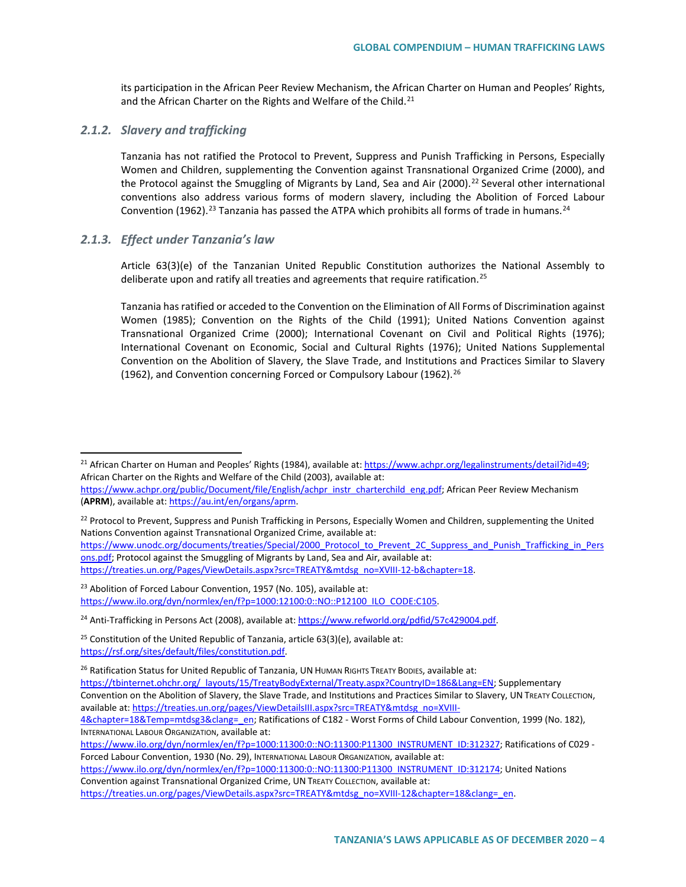its participation in the African Peer Review Mechanism, the African Charter on Human and Peoples' Rights, and the African Charter on the Rights and Welfare of the Child.[21]

### *2.1.2. Slavery and trafficking*

Tanzania has not ratified the Protocol to Prevent, Suppress and Punish Trafficking in Persons, Especially Women and Children, supplementing the Convention against Transnational Organized Crime (2000), and the Protocol against the Smuggling of Migrants by Land, Sea and Air (2000).[22] Several other international conventions also address various forms of modern slavery, including the Abolition of Forced Labour Convention (1962).[23] Tanzania has passed the ATPA which prohibits all forms of trade in humans.[24]

### *2.1.3. Effect under Tanzania's law*

Article 63(3)(e) of the Tanzanian United Republic Constitution authorizes the National Assembly to deliberate upon and ratify all treaties and agreements that require ratification.[25]

Tanzania has ratified or acceded to the Convention on the Elimination of All Forms of Discrimination against Women (1985); Convention on the Rights of the Child (1991); United Nations Convention against Transnational Organized Crime (2000); International Covenant on Civil and Political Rights (1976); International Covenant on Economic, Social and Cultural Rights (1976); United Nations Supplemental Convention on the Abolition of Slavery, the Slave Trade, and Institutions and Practices Similar to Slavery (1962), and Convention concerning Forced or Compulsory Labour (1962).[26]

---

[21] African Charter on Human and Peoples' Rights (1984), available at: https://www.achpr.org/legalinstruments/detail?id=49; African Charter on the Rights and Welfare of the Child (2003), available at: https://www.achpr.org/public/Document/file/English/achpr_instr_charterchild_eng.pdf; African Peer Review Mechanism (**APRM**), available at: https://au.int/en/organs/aprm.

[22] Protocol to Prevent, Suppress and Punish Trafficking in Persons, Especially Women and Children, supplementing the United Nations Convention against Transnational Organized Crime, available at: https://www.unodc.org/documents/treaties/Special/2000_Protocol_to_Prevent_2C_Suppress_and_Punish_Trafficking_in_Persons.pdf; Protocol against the Smuggling of Migrants by Land, Sea and Air, available at: https://treaties.un.org/Pages/ViewDetails.aspx?src=TREATY&mtdsg_no=XVIII-12-b&chapter=18.

[23] Abolition of Forced Labour Convention, 1957 (No. 105), available at: https://www.ilo.org/dyn/normlex/en/f?p=1000:12100:0::NO::P12100_ILO_CODE:C105.

[24] Anti-Trafficking in Persons Act (2008), available at: https://www.refworld.org/pdfid/57c429004.pdf.

[25] Constitution of the United Republic of Tanzania, article 63(3)(e), available at: https://rsf.org/sites/default/files/constitution.pdf.

[26] Ratification Status for United Republic of Tanzania, UN Human Rights Treaty Bodies, available at: https://tbinternet.ohchr.org/_layouts/15/TreatyBodyExternal/Treaty.aspx?CountryID=186&Lang=EN; Supplementary Convention on the Abolition of Slavery, the Slave Trade, and Institutions and Practices Similar to Slavery, UN Treaty Collection, available at: https://treaties.un.org/pages/ViewDetailsIII.aspx?src=TREATY&mtdsg_no=XVIII-4&chapter=18&Temp=mtdsg3&clang=_en; Ratifications of C182 - Worst Forms of Child Labour Convention, 1999 (No. 182), International Labour Organization, available at: https://www.ilo.org/dyn/normlex/en/f?p=1000:11300:0::NO:11300:P11300_INSTRUMENT_ID:312327; Ratifications of C029 - Forced Labour Convention, 1930 (No. 29), International Labour Organization, available at: https://www.ilo.org/dyn/normlex/en/f?p=1000:11300:0::NO:11300:P11300_INSTRUMENT_ID:312174; United Nations Convention against Transnational Organized Crime, UN Treaty Collection, available at: https://treaties.un.org/pages/ViewDetails.aspx?src=TREATY&mtdsg_no=XVIII-12&chapter=18&clang=_en.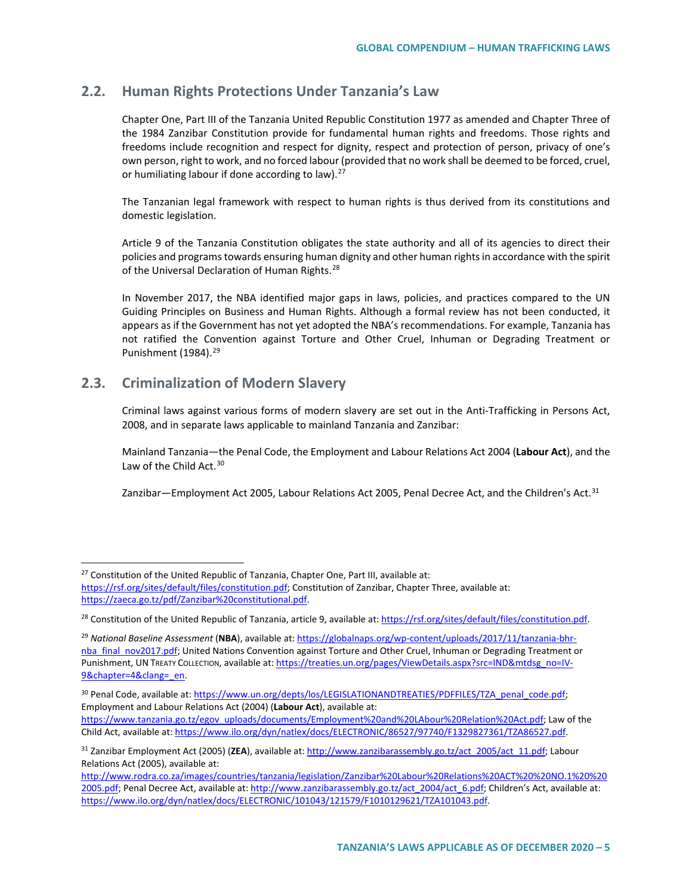## 2.2. Human Rights Protections Under Tanzania's Law

Chapter One, Part III of the Tanzania United Republic Constitution 1977 as amended and Chapter Three of the 1984 Zanzibar Constitution provide for fundamental human rights and freedoms. Those rights and freedoms include recognition and respect for dignity, respect and protection of person, privacy of one's own person, right to work, and no forced labour (provided that no work shall be deemed to be forced, cruel, or humiliating labour if done according to law).[27]

The Tanzanian legal framework with respect to human rights is thus derived from its constitutions and domestic legislation.

Article 9 of the Tanzania Constitution obligates the state authority and all of its agencies to direct their policies and programs towards ensuring human dignity and other human rights in accordance with the spirit of the Universal Declaration of Human Rights.[28]

In November 2017, the NBA identified major gaps in laws, policies, and practices compared to the UN Guiding Principles on Business and Human Rights. Although a formal review has not been conducted, it appears as if the Government has not yet adopted the NBA's recommendations. For example, Tanzania has not ratified the Convention against Torture and Other Cruel, Inhuman or Degrading Treatment or Punishment (1984).[29]

## 2.3. Criminalization of Modern Slavery

Criminal laws against various forms of modern slavery are set out in the Anti-Trafficking in Persons Act, 2008, and in separate laws applicable to mainland Tanzania and Zanzibar:

Mainland Tanzania—the Penal Code, the Employment and Labour Relations Act 2004 (**Labour Act**), and the Law of the Child Act.[30]

Zanzibar—Employment Act 2005, Labour Relations Act 2005, Penal Decree Act, and the Children's Act.[31]

---

[27] Constitution of the United Republic of Tanzania, Chapter One, Part III, available at: https://rsf.org/sites/default/files/constitution.pdf; Constitution of Zanzibar, Chapter Three, available at: https://zaeca.go.tz/pdf/Zanzibar%20constitutional.pdf.

[28] Constitution of the United Republic of Tanzania, article 9, available at: https://rsf.org/sites/default/files/constitution.pdf.

[29] *National Baseline Assessment* (**NBA**), available at: https://globalnaps.org/wp-content/uploads/2017/11/tanzania-bhr-nba_final_nov2017.pdf; United Nations Convention against Torture and Other Cruel, Inhuman or Degrading Treatment or Punishment, UN Treaty Collection, available at: https://treaties.un.org/pages/ViewDetails.aspx?src=IND&mtdsg_no=IV-9&chapter=4&clang=_en.

[30] Penal Code, available at: https://www.un.org/depts/los/LEGISLATIONANDTREATIES/PDFFILES/TZA_penal_code.pdf; Employment and Labour Relations Act (2004) (**Labour Act**), available at: https://www.tanzania.go.tz/egov_uploads/documents/Employment%20and%20LAbour%20Relation%20Act.pdf; Law of the Child Act, available at: https://www.ilo.org/dyn/natlex/docs/ELECTRONIC/86527/97740/F1329827361/TZA86527.pdf.

[31] Zanzibar Employment Act (2005) (**ZEA**), available at: http://www.zanzibarassembly.go.tz/act_2005/act_11.pdf; Labour Relations Act (2005), available at: http://www.rodra.co.za/images/countries/tanzania/legislation/Zanzibar%20Labour%20Relations%20ACT%20%20NO.1%20%202005.pdf; Penal Decree Act, available at: http://www.zanzibarassembly.go.tz/act_2004/act_6.pdf; Children's Act, available at: https://www.ilo.org/dyn/natlex/docs/ELECTRONIC/101043/121579/F1010129621/TZA101043.pdf.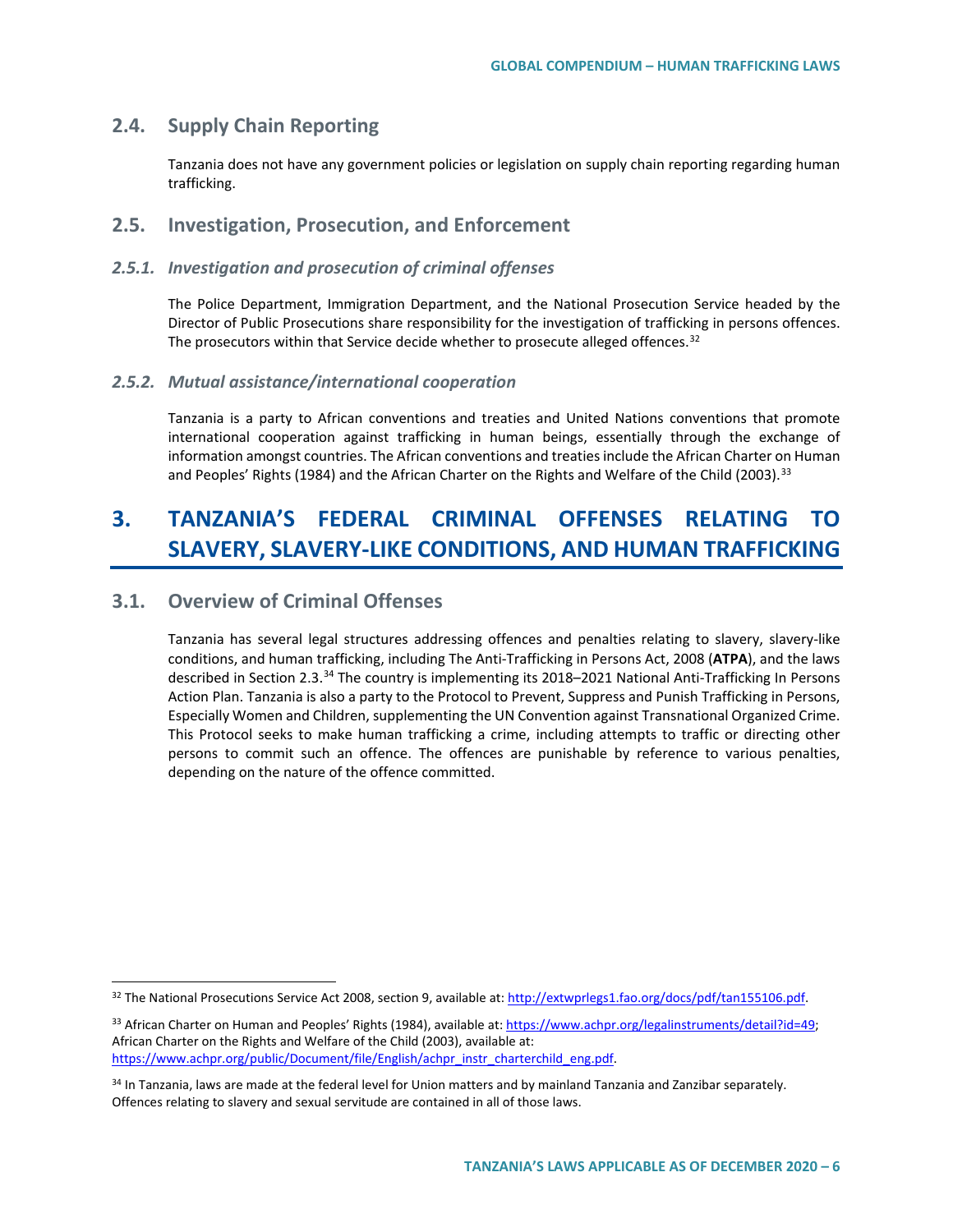## 2.4. Supply Chain Reporting

Tanzania does not have any government policies or legislation on supply chain reporting regarding human trafficking.

## 2.5. Investigation, Prosecution, and Enforcement

### *2.5.1. Investigation and prosecution of criminal offenses*

The Police Department, Immigration Department, and the National Prosecution Service headed by the Director of Public Prosecutions share responsibility for the investigation of trafficking in persons offences. The prosecutors within that Service decide whether to prosecute alleged offences.[32]

### *2.5.2. Mutual assistance/international cooperation*

Tanzania is a party to African conventions and treaties and United Nations conventions that promote international cooperation against trafficking in human beings, essentially through the exchange of information amongst countries. The African conventions and treaties include the African Charter on Human and Peoples' Rights (1984) and the African Charter on the Rights and Welfare of the Child (2003).[33]

# 3. TANZANIA'S FEDERAL CRIMINAL OFFENSES RELATING TO SLAVERY, SLAVERY-LIKE CONDITIONS, AND HUMAN TRAFFICKING

## 3.1. Overview of Criminal Offenses

Tanzania has several legal structures addressing offences and penalties relating to slavery, slavery-like conditions, and human trafficking, including The Anti-Trafficking in Persons Act, 2008 (**ATPA**), and the laws described in Section 2.3.[34] The country is implementing its 2018–2021 National Anti-Trafficking In Persons Action Plan. Tanzania is also a party to the Protocol to Prevent, Suppress and Punish Trafficking in Persons, Especially Women and Children, supplementing the UN Convention against Transnational Organized Crime. This Protocol seeks to make human trafficking a crime, including attempts to traffic or directing other persons to commit such an offence. The offences are punishable by reference to various penalties, depending on the nature of the offence committed.

---

[32] The National Prosecutions Service Act 2008, section 9, available at: http://extwprlegs1.fao.org/docs/pdf/tan155106.pdf.

[33] African Charter on Human and Peoples' Rights (1984), available at: https://www.achpr.org/legalinstruments/detail?id=49; African Charter on the Rights and Welfare of the Child (2003), available at: https://www.achpr.org/public/Document/file/English/achpr_instr_charterchild_eng.pdf.

[34] In Tanzania, laws are made at the federal level for Union matters and by mainland Tanzania and Zanzibar separately. Offences relating to slavery and sexual servitude are contained in all of those laws.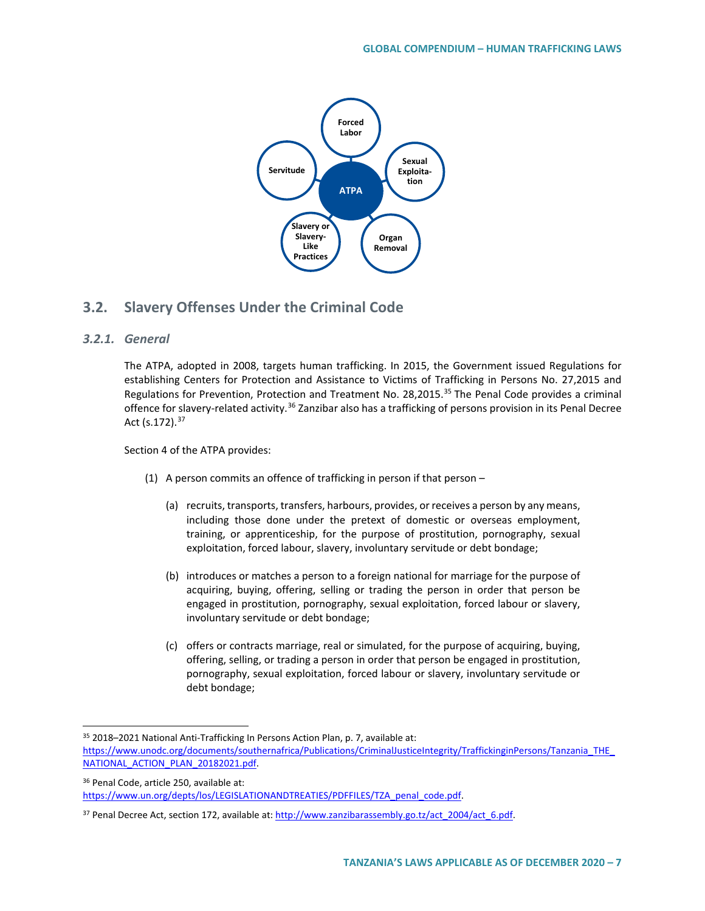## 3.2. Slavery Offenses Under the Criminal Code

### *3.2.1. General*

The ATPA, adopted in 2008, targets human trafficking. In 2015, the Government issued Regulations for establishing Centers for Protection and Assistance to Victims of Trafficking in Persons No. 27,2015 and Regulations for Prevention, Protection and Treatment No. 28,2015.[35] The Penal Code provides a criminal offence for slavery-related activity.[36] Zanzibar also has a trafficking of persons provision in its Penal Decree Act (s.172).[37]

Section 4 of the ATPA provides:

(1) A person commits an offence of trafficking in person if that person –

(a) recruits, transports, transfers, harbours, provides, or receives a person by any means, including those done under the pretext of domestic or overseas employment, training, or apprenticeship, for the purpose of prostitution, pornography, sexual exploitation, forced labour, slavery, involuntary servitude or debt bondage;

(b) introduces or matches a person to a foreign national for marriage for the purpose of acquiring, buying, offering, selling or trading the person in order that person be engaged in prostitution, pornography, sexual exploitation, forced labour or slavery, involuntary servitude or debt bondage;

(c) offers or contracts marriage, real or simulated, for the purpose of acquiring, buying, offering, selling, or trading a person in order that person be engaged in prostitution, pornography, sexual exploitation, forced labour or slavery, involuntary servitude or debt bondage;

---

[35] 2018–2021 National Anti-Trafficking In Persons Action Plan, p. 7, available at: https://www.unodc.org/documents/southernafrica/Publications/CriminalJusticeIntegrity/TraffickinginPersons/Tanzania_THE_NATIONAL_ACTION_PLAN_20182021.pdf.

[36] Penal Code, article 250, available at: https://www.un.org/depts/los/LEGISLATIONANDTREATIES/PDFFILES/TZA_penal_code.pdf.

[37] Penal Decree Act, section 172, available at: http://www.zanzibarassembly.go.tz/act_2004/act_6.pdf.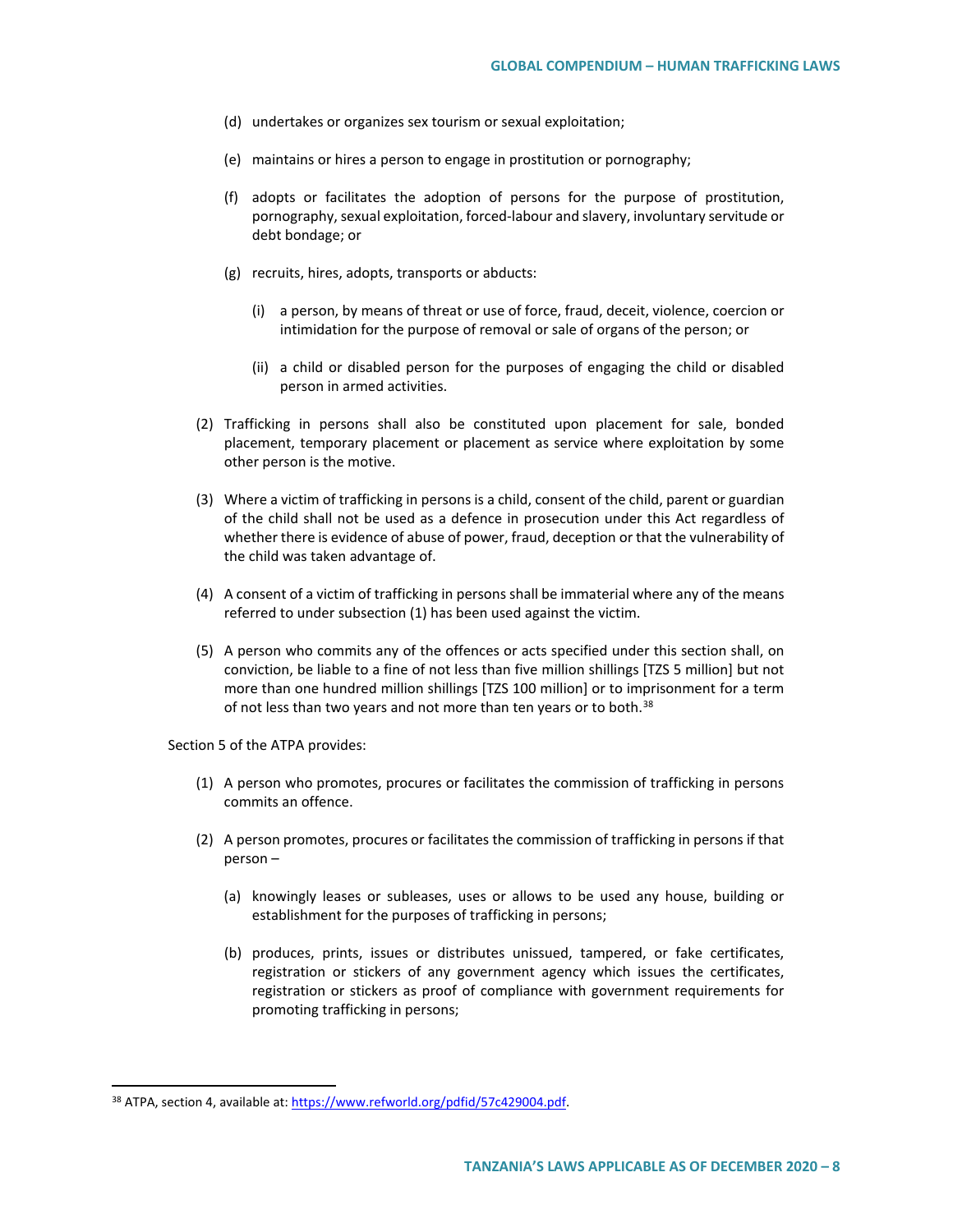(d) undertakes or organizes sex tourism or sexual exploitation;

(e) maintains or hires a person to engage in prostitution or pornography;

(f) adopts or facilitates the adoption of persons for the purpose of prostitution, pornography, sexual exploitation, forced-labour and slavery, involuntary servitude or debt bondage; or

(g) recruits, hires, adopts, transports or abducts:

(i) a person, by means of threat or use of force, fraud, deceit, violence, coercion or intimidation for the purpose of removal or sale of organs of the person; or

(ii) a child or disabled person for the purposes of engaging the child or disabled person in armed activities.

(2) Trafficking in persons shall also be constituted upon placement for sale, bonded placement, temporary placement or placement as service where exploitation by some other person is the motive.

(3) Where a victim of trafficking in persons is a child, consent of the child, parent or guardian of the child shall not be used as a defence in prosecution under this Act regardless of whether there is evidence of abuse of power, fraud, deception or that the vulnerability of the child was taken advantage of.

(4) A consent of a victim of trafficking in persons shall be immaterial where any of the means referred to under subsection (1) has been used against the victim.

(5) A person who commits any of the offences or acts specified under this section shall, on conviction, be liable to a fine of not less than five million shillings [TZS 5 million] but not more than one hundred million shillings [TZS 100 million] or to imprisonment for a term of not less than two years and not more than ten years or to both.[38]

Section 5 of the ATPA provides:

(1) A person who promotes, procures or facilitates the commission of trafficking in persons commits an offence.

(2) A person promotes, procures or facilitates the commission of trafficking in persons if that person –

(a) knowingly leases or subleases, uses or allows to be used any house, building or establishment for the purposes of trafficking in persons;

(b) produces, prints, issues or distributes unissued, tampered, or fake certificates, registration or stickers of any government agency which issues the certificates, registration or stickers as proof of compliance with government requirements for promoting trafficking in persons;

---

[38] ATPA, section 4, available at: https://www.refworld.org/pdfid/57c429004.pdf.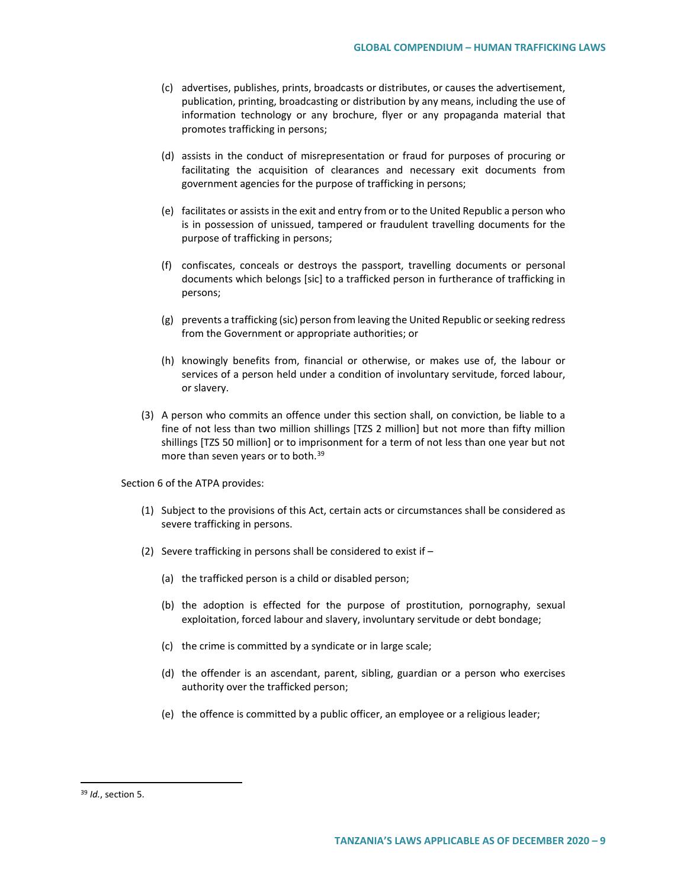(c) advertises, publishes, prints, broadcasts or distributes, or causes the advertisement, publication, printing, broadcasting or distribution by any means, including the use of information technology or any brochure, flyer or any propaganda material that promotes trafficking in persons;

(d) assists in the conduct of misrepresentation or fraud for purposes of procuring or facilitating the acquisition of clearances and necessary exit documents from government agencies for the purpose of trafficking in persons;

(e) facilitates or assists in the exit and entry from or to the United Republic a person who is in possession of unissued, tampered or fraudulent travelling documents for the purpose of trafficking in persons;

(f) confiscates, conceals or destroys the passport, travelling documents or personal documents which belongs [sic] to a trafficked person in furtherance of trafficking in persons;

(g) prevents a trafficking (sic) person from leaving the United Republic or seeking redress from the Government or appropriate authorities; or

(h) knowingly benefits from, financial or otherwise, or makes use of, the labour or services of a person held under a condition of involuntary servitude, forced labour, or slavery.

(3) A person who commits an offence under this section shall, on conviction, be liable to a fine of not less than two million shillings [TZS 2 million] but not more than fifty million shillings [TZS 50 million] or to imprisonment for a term of not less than one year but not more than seven years or to both.[39]

Section 6 of the ATPA provides:

(1) Subject to the provisions of this Act, certain acts or circumstances shall be considered as severe trafficking in persons.

(2) Severe trafficking in persons shall be considered to exist if –

(a) the trafficked person is a child or disabled person;

(b) the adoption is effected for the purpose of prostitution, pornography, sexual exploitation, forced labour and slavery, involuntary servitude or debt bondage;

(c) the crime is committed by a syndicate or in large scale;

(d) the offender is an ascendant, parent, sibling, guardian or a person who exercises authority over the trafficked person;

(e) the offence is committed by a public officer, an employee or a religious leader;

---

[39] *Id.*, section 5.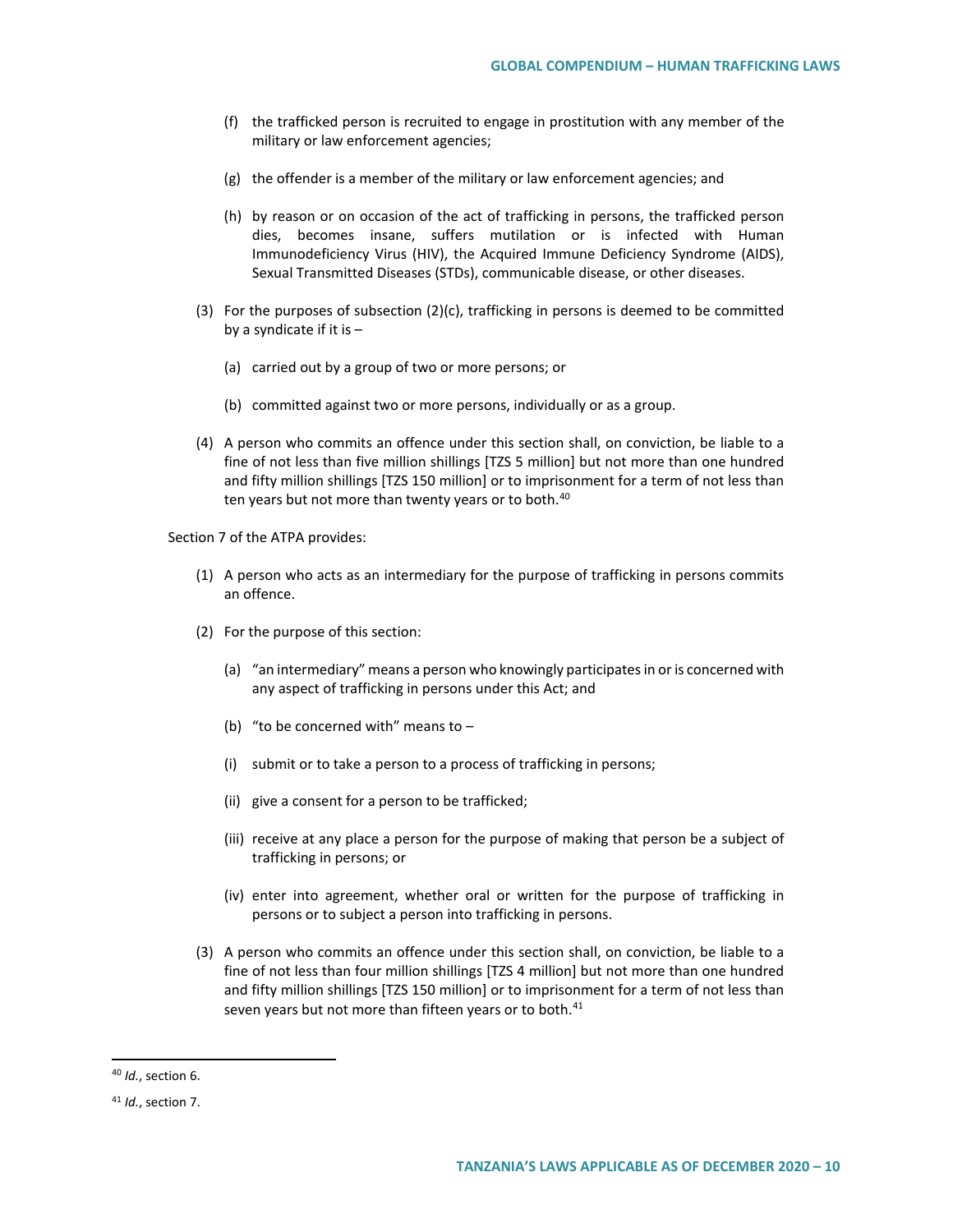(f) the trafficked person is recruited to engage in prostitution with any member of the military or law enforcement agencies;

(g) the offender is a member of the military or law enforcement agencies; and

(h) by reason or on occasion of the act of trafficking in persons, the trafficked person dies, becomes insane, suffers mutilation or is infected with Human Immunodeficiency Virus (HIV), the Acquired Immune Deficiency Syndrome (AIDS), Sexual Transmitted Diseases (STDs), communicable disease, or other diseases.

(3) For the purposes of subsection (2)(c), trafficking in persons is deemed to be committed by a syndicate if it is –

(a) carried out by a group of two or more persons; or

(b) committed against two or more persons, individually or as a group.

(4) A person who commits an offence under this section shall, on conviction, be liable to a fine of not less than five million shillings [TZS 5 million] but not more than one hundred and fifty million shillings [TZS 150 million] or to imprisonment for a term of not less than ten years but not more than twenty years or to both.[40]

Section 7 of the ATPA provides:

(1) A person who acts as an intermediary for the purpose of trafficking in persons commits an offence.

(2) For the purpose of this section:

(a) "an intermediary" means a person who knowingly participates in or is concerned with any aspect of trafficking in persons under this Act; and

(b) "to be concerned with" means to –

(i) submit or to take a person to a process of trafficking in persons;

(ii) give a consent for a person to be trafficked;

(iii) receive at any place a person for the purpose of making that person be a subject of trafficking in persons; or

(iv) enter into agreement, whether oral or written for the purpose of trafficking in persons or to subject a person into trafficking in persons.

(3) A person who commits an offence under this section shall, on conviction, be liable to a fine of not less than four million shillings [TZS 4 million] but not more than one hundred and fifty million shillings [TZS 150 million] or to imprisonment for a term of not less than seven years but not more than fifteen years or to both.[41]

---

[40] *Id.*, section 6.

[41] *Id.*, section 7.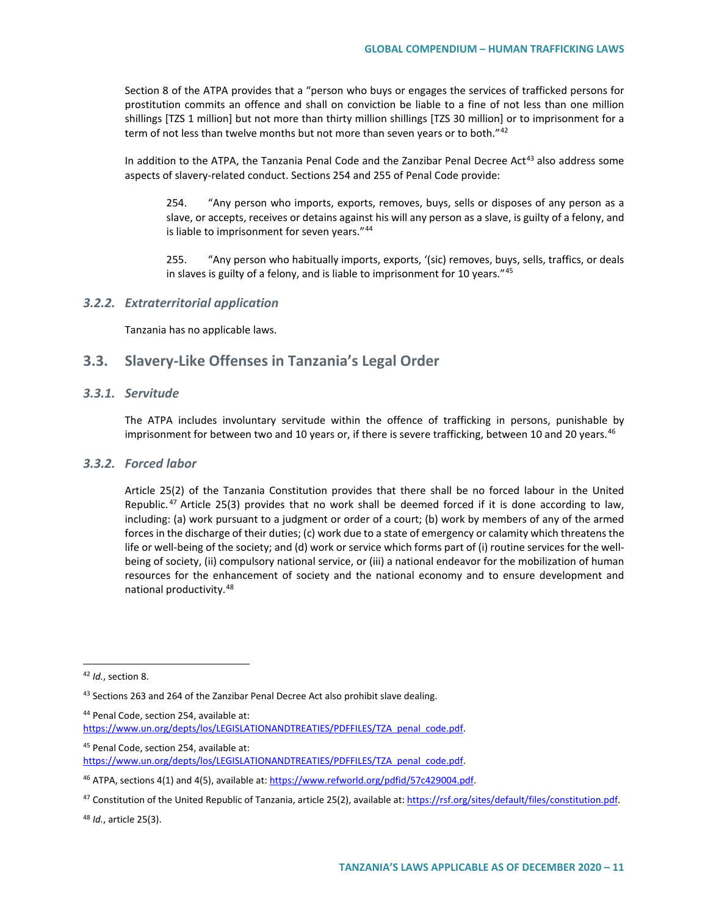Section 8 of the ATPA provides that a "person who buys or engages the services of trafficked persons for prostitution commits an offence and shall on conviction be liable to a fine of not less than one million shillings [TZS 1 million] but not more than thirty million shillings [TZS 30 million] or to imprisonment for a term of not less than twelve months but not more than seven years or to both."[42]

In addition to the ATPA, the Tanzania Penal Code and the Zanzibar Penal Decree Act[43] also address some aspects of slavery-related conduct. Sections 254 and 255 of Penal Code provide:

> 254. "Any person who imports, exports, removes, buys, sells or disposes of any person as a slave, or accepts, receives or detains against his will any person as a slave, is guilty of a felony, and is liable to imprisonment for seven years."[44]
>
> 255. "Any person who habitually imports, exports, '(sic) removes, buys, sells, traffics, or deals in slaves is guilty of a felony, and is liable to imprisonment for 10 years."[45]

### *3.2.2. Extraterritorial application*

Tanzania has no applicable laws.

## 3.3. Slavery-Like Offenses in Tanzania's Legal Order

### *3.3.1. Servitude*

The ATPA includes involuntary servitude within the offence of trafficking in persons, punishable by imprisonment for between two and 10 years or, if there is severe trafficking, between 10 and 20 years.[46]

### *3.3.2. Forced labor*

Article 25(2) of the Tanzania Constitution provides that there shall be no forced labour in the United Republic.[47] Article 25(3) provides that no work shall be deemed forced if it is done according to law, including: (a) work pursuant to a judgment or order of a court; (b) work by members of any of the armed forces in the discharge of their duties; (c) work due to a state of emergency or calamity which threatens the life or well-being of the society; and (d) work or service which forms part of (i) routine services for the well-being of society, (ii) compulsory national service, or (iii) a national endeavor for the mobilization of human resources for the enhancement of society and the national economy and to ensure development and national productivity.[48]

---

[42] *Id.*, section 8.

[43] Sections 263 and 264 of the Zanzibar Penal Decree Act also prohibit slave dealing.

[44] Penal Code, section 254, available at: https://www.un.org/depts/los/LEGISLATIONANDTREATIES/PDFFILES/TZA_penal_code.pdf.

[45] Penal Code, section 254, available at: https://www.un.org/depts/los/LEGISLATIONANDTREATIES/PDFFILES/TZA_penal_code.pdf.

[46] ATPA, sections 4(1) and 4(5), available at: https://www.refworld.org/pdfid/57c429004.pdf.

[47] Constitution of the United Republic of Tanzania, article 25(2), available at: https://rsf.org/sites/default/files/constitution.pdf.

[48] *Id.*, article 25(3).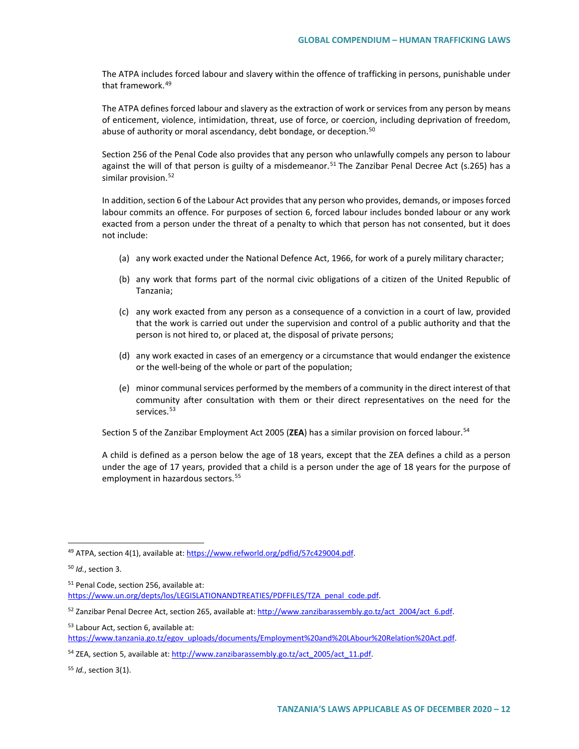The ATPA includes forced labour and slavery within the offence of trafficking in persons, punishable under that framework.[49]

The ATPA defines forced labour and slavery as the extraction of work or services from any person by means of enticement, violence, intimidation, threat, use of force, or coercion, including deprivation of freedom, abuse of authority or moral ascendancy, debt bondage, or deception.[50]

Section 256 of the Penal Code also provides that any person who unlawfully compels any person to labour against the will of that person is guilty of a misdemeanor.[51] The Zanzibar Penal Decree Act (s.265) has a similar provision.[52]

In addition, section 6 of the Labour Act provides that any person who provides, demands, or imposes forced labour commits an offence. For purposes of section 6, forced labour includes bonded labour or any work exacted from a person under the threat of a penalty to which that person has not consented, but it does not include:

(a) any work exacted under the National Defence Act, 1966, for work of a purely military character;

(b) any work that forms part of the normal civic obligations of a citizen of the United Republic of Tanzania;

(c) any work exacted from any person as a consequence of a conviction in a court of law, provided that the work is carried out under the supervision and control of a public authority and that the person is not hired to, or placed at, the disposal of private persons;

(d) any work exacted in cases of an emergency or a circumstance that would endanger the existence or the well-being of the whole or part of the population;

(e) minor communal services performed by the members of a community in the direct interest of that community after consultation with them or their direct representatives on the need for the services.[53]

Section 5 of the Zanzibar Employment Act 2005 (**ZEA**) has a similar provision on forced labour.[54]

A child is defined as a person below the age of 18 years, except that the ZEA defines a child as a person under the age of 17 years, provided that a child is a person under the age of 18 years for the purpose of employment in hazardous sectors.[55]

---

[49] ATPA, section 4(1), available at: https://www.refworld.org/pdfid/57c429004.pdf.

[50] *Id.*, section 3.

[51] Penal Code, section 256, available at: https://www.un.org/depts/los/LEGISLATIONANDTREATIES/PDFFILES/TZA_penal_code.pdf.

[52] Zanzibar Penal Decree Act, section 265, available at: http://www.zanzibarassembly.go.tz/act_2004/act_6.pdf.

[53] Labour Act, section 6, available at: https://www.tanzania.go.tz/egov_uploads/documents/Employment%20and%20LAbour%20Relation%20Act.pdf.

[54] ZEA, section 5, available at: http://www.zanzibarassembly.go.tz/act_2005/act_11.pdf.

[55] *Id.*, section 3(1).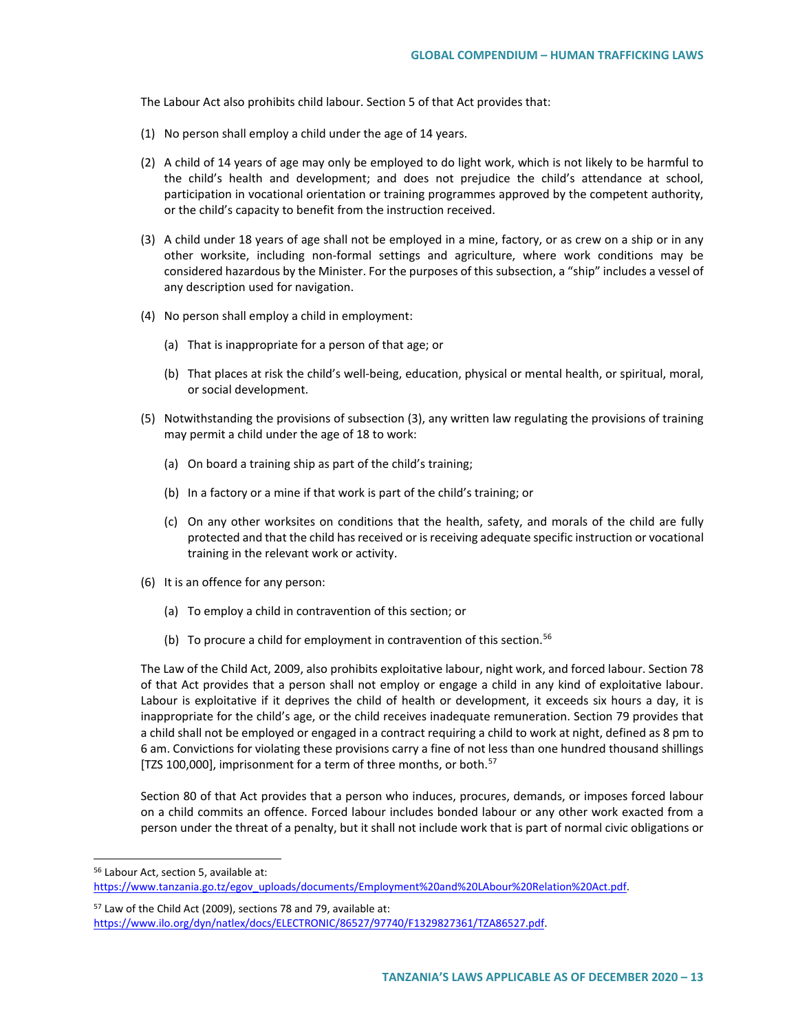The Labour Act also prohibits child labour. Section 5 of that Act provides that:

(1) No person shall employ a child under the age of 14 years.

(2) A child of 14 years of age may only be employed to do light work, which is not likely to be harmful to the child's health and development; and does not prejudice the child's attendance at school, participation in vocational orientation or training programmes approved by the competent authority, or the child's capacity to benefit from the instruction received.

(3) A child under 18 years of age shall not be employed in a mine, factory, or as crew on a ship or in any other worksite, including non-formal settings and agriculture, where work conditions may be considered hazardous by the Minister. For the purposes of this subsection, a "ship" includes a vessel of any description used for navigation.

(4) No person shall employ a child in employment:

   (a) That is inappropriate for a person of that age; or

   (b) That places at risk the child's well-being, education, physical or mental health, or spiritual, moral, or social development.

(5) Notwithstanding the provisions of subsection (3), any written law regulating the provisions of training may permit a child under the age of 18 to work:

   (a) On board a training ship as part of the child's training;

   (b) In a factory or a mine if that work is part of the child's training; or

   (c) On any other worksites on conditions that the health, safety, and morals of the child are fully protected and that the child has received or is receiving adequate specific instruction or vocational training in the relevant work or activity.

(6) It is an offence for any person:

   (a) To employ a child in contravention of this section; or

   (b) To procure a child for employment in contravention of this section.[56]

The Law of the Child Act, 2009, also prohibits exploitative labour, night work, and forced labour. Section 78 of that Act provides that a person shall not employ or engage a child in any kind of exploitative labour. Labour is exploitative if it deprives the child of health or development, it exceeds six hours a day, it is inappropriate for the child's age, or the child receives inadequate remuneration. Section 79 provides that a child shall not be employed or engaged in a contract requiring a child to work at night, defined as 8 pm to 6 am. Convictions for violating these provisions carry a fine of not less than one hundred thousand shillings [TZS 100,000], imprisonment for a term of three months, or both.[57]

Section 80 of that Act provides that a person who induces, procures, demands, or imposes forced labour on a child commits an offence. Forced labour includes bonded labour or any other work exacted from a person under the threat of a penalty, but it shall not include work that is part of normal civic obligations or

---

[56] Labour Act, section 5, available at: https://www.tanzania.go.tz/egov_uploads/documents/Employment%20and%20LAbour%20Relation%20Act.pdf.

[57] Law of the Child Act (2009), sections 78 and 79, available at: https://www.ilo.org/dyn/natlex/docs/ELECTRONIC/86527/97740/F1329827361/TZA86527.pdf.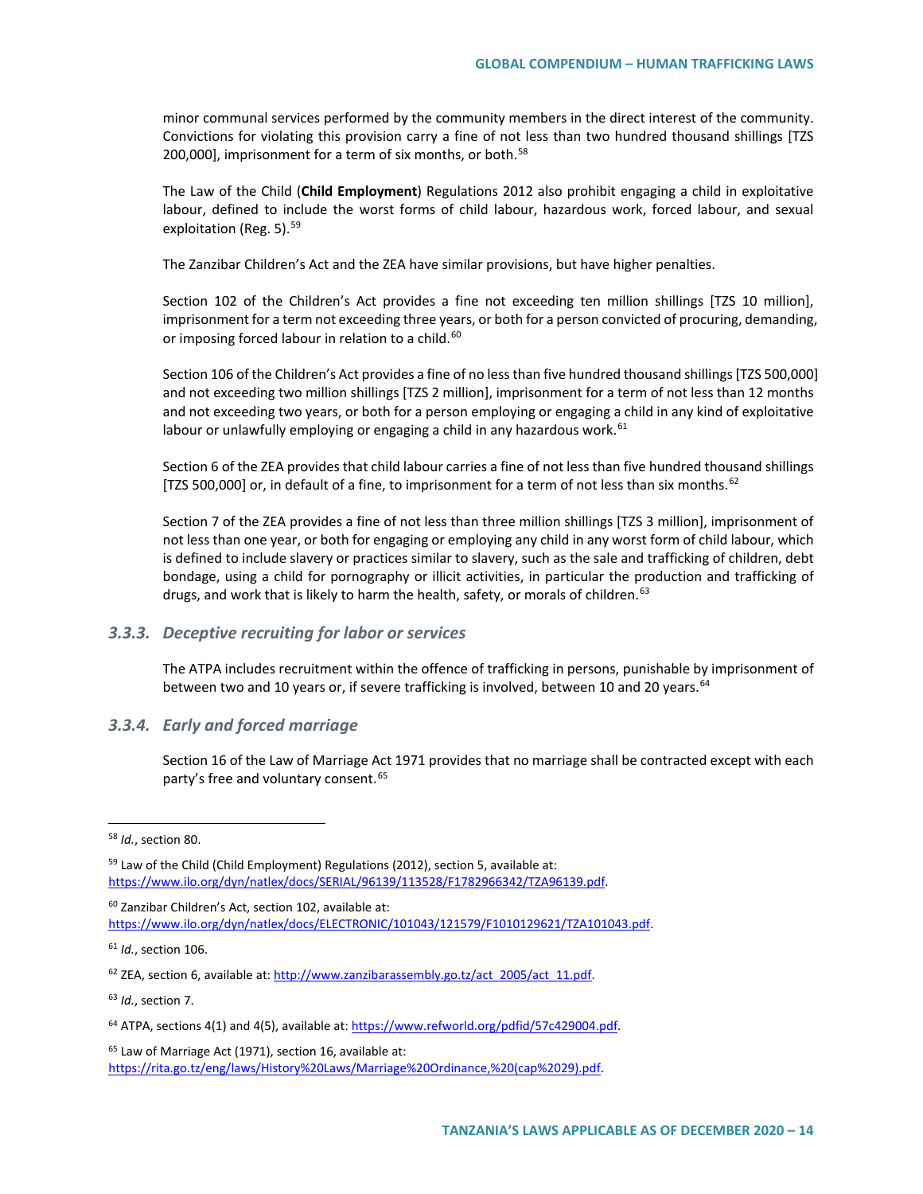minor communal services performed by the community members in the direct interest of the community. Convictions for violating this provision carry a fine of not less than two hundred thousand shillings [TZS 200,000], imprisonment for a term of six months, or both.[58]

The Law of the Child (**Child Employment**) Regulations 2012 also prohibit engaging a child in exploitative labour, defined to include the worst forms of child labour, hazardous work, forced labour, and sexual exploitation (Reg. 5).[59]

The Zanzibar Children's Act and the ZEA have similar provisions, but have higher penalties.

Section 102 of the Children's Act provides a fine not exceeding ten million shillings [TZS 10 million], imprisonment for a term not exceeding three years, or both for a person convicted of procuring, demanding, or imposing forced labour in relation to a child.[60]

Section 106 of the Children's Act provides a fine of no less than five hundred thousand shillings [TZS 500,000] and not exceeding two million shillings [TZS 2 million], imprisonment for a term of not less than 12 months and not exceeding two years, or both for a person employing or engaging a child in any kind of exploitative labour or unlawfully employing or engaging a child in any hazardous work.[61]

Section 6 of the ZEA provides that child labour carries a fine of not less than five hundred thousand shillings [TZS 500,000] or, in default of a fine, to imprisonment for a term of not less than six months.[62]

Section 7 of the ZEA provides a fine of not less than three million shillings [TZS 3 million], imprisonment of not less than one year, or both for engaging or employing any child in any worst form of child labour, which is defined to include slavery or practices similar to slavery, such as the sale and trafficking of children, debt bondage, using a child for pornography or illicit activities, in particular the production and trafficking of drugs, and work that is likely to harm the health, safety, or morals of children.[63]

### *3.3.3. Deceptive recruiting for labor or services*

The ATPA includes recruitment within the offence of trafficking in persons, punishable by imprisonment of between two and 10 years or, if severe trafficking is involved, between 10 and 20 years.[64]

### *3.3.4. Early and forced marriage*

Section 16 of the Law of Marriage Act 1971 provides that no marriage shall be contracted except with each party's free and voluntary consent.[65]

---

[58] *Id.*, section 80.

[59] Law of the Child (Child Employment) Regulations (2012), section 5, available at: https://www.ilo.org/dyn/natlex/docs/SERIAL/96139/113528/F1782966342/TZA96139.pdf.

[60] Zanzibar Children's Act, section 102, available at: https://www.ilo.org/dyn/natlex/docs/ELECTRONIC/101043/121579/F1010129621/TZA101043.pdf.

[61] *Id.*, section 106.

[62] ZEA, section 6, available at: http://www.zanzibarassembly.go.tz/act_2005/act_11.pdf.

[63] *Id.*, section 7.

[64] ATPA, sections 4(1) and 4(5), available at: https://www.refworld.org/pdfid/57c429004.pdf.

[65] Law of Marriage Act (1971), section 16, available at: https://rita.go.tz/eng/laws/History%20Laws/Marriage%20Ordinance,%20(cap%2029).pdf.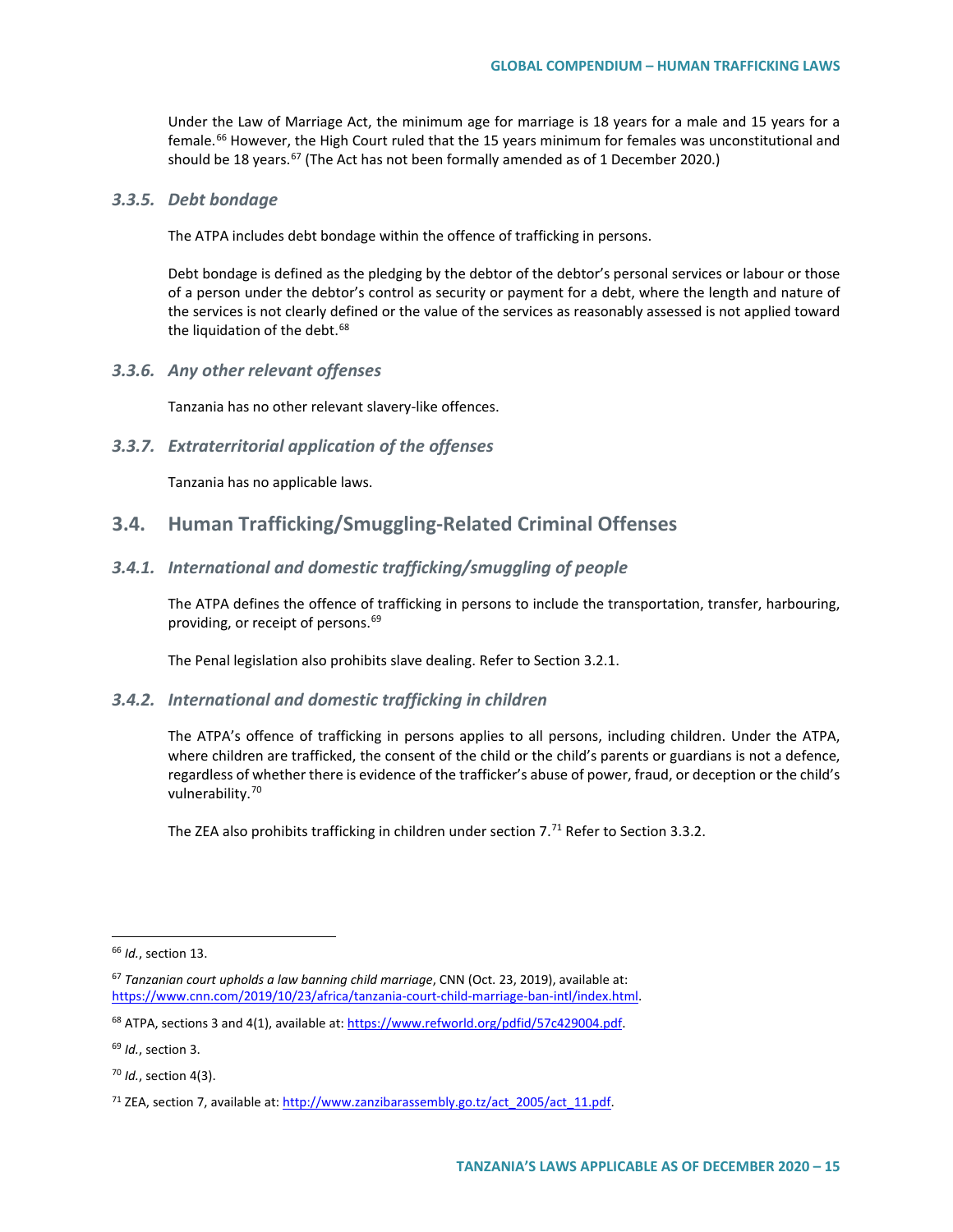Under the Law of Marriage Act, the minimum age for marriage is 18 years for a male and 15 years for a female.[66] However, the High Court ruled that the 15 years minimum for females was unconstitutional and should be 18 years.[67] (The Act has not been formally amended as of 1 December 2020.)

### *3.3.5. Debt bondage*

The ATPA includes debt bondage within the offence of trafficking in persons.

Debt bondage is defined as the pledging by the debtor of the debtor's personal services or labour or those of a person under the debtor's control as security or payment for a debt, where the length and nature of the services is not clearly defined or the value of the services as reasonably assessed is not applied toward the liquidation of the debt.[68]

### *3.3.6. Any other relevant offenses*

Tanzania has no other relevant slavery-like offences.

### *3.3.7. Extraterritorial application of the offenses*

Tanzania has no applicable laws.

## 3.4. Human Trafficking/Smuggling-Related Criminal Offenses

### *3.4.1. International and domestic trafficking/smuggling of people*

The ATPA defines the offence of trafficking in persons to include the transportation, transfer, harbouring, providing, or receipt of persons.[69]

The Penal legislation also prohibits slave dealing. Refer to Section 3.2.1.

### *3.4.2. International and domestic trafficking in children*

The ATPA's offence of trafficking in persons applies to all persons, including children. Under the ATPA, where children are trafficked, the consent of the child or the child's parents or guardians is not a defence, regardless of whether there is evidence of the trafficker's abuse of power, fraud, or deception or the child's vulnerability.[70]

The ZEA also prohibits trafficking in children under section 7.[71] Refer to Section 3.3.2.

---

[66] *Id.*, section 13.

[67] *Tanzanian court upholds a law banning child marriage*, CNN (Oct. 23, 2019), available at: https://www.cnn.com/2019/10/23/africa/tanzania-court-child-marriage-ban-intl/index.html.

[68] ATPA, sections 3 and 4(1), available at: https://www.refworld.org/pdfid/57c429004.pdf.

[69] *Id.*, section 3.

[70] *Id.*, section 4(3).

[71] ZEA, section 7, available at: http://www.zanzibarassembly.go.tz/act_2005/act_11.pdf.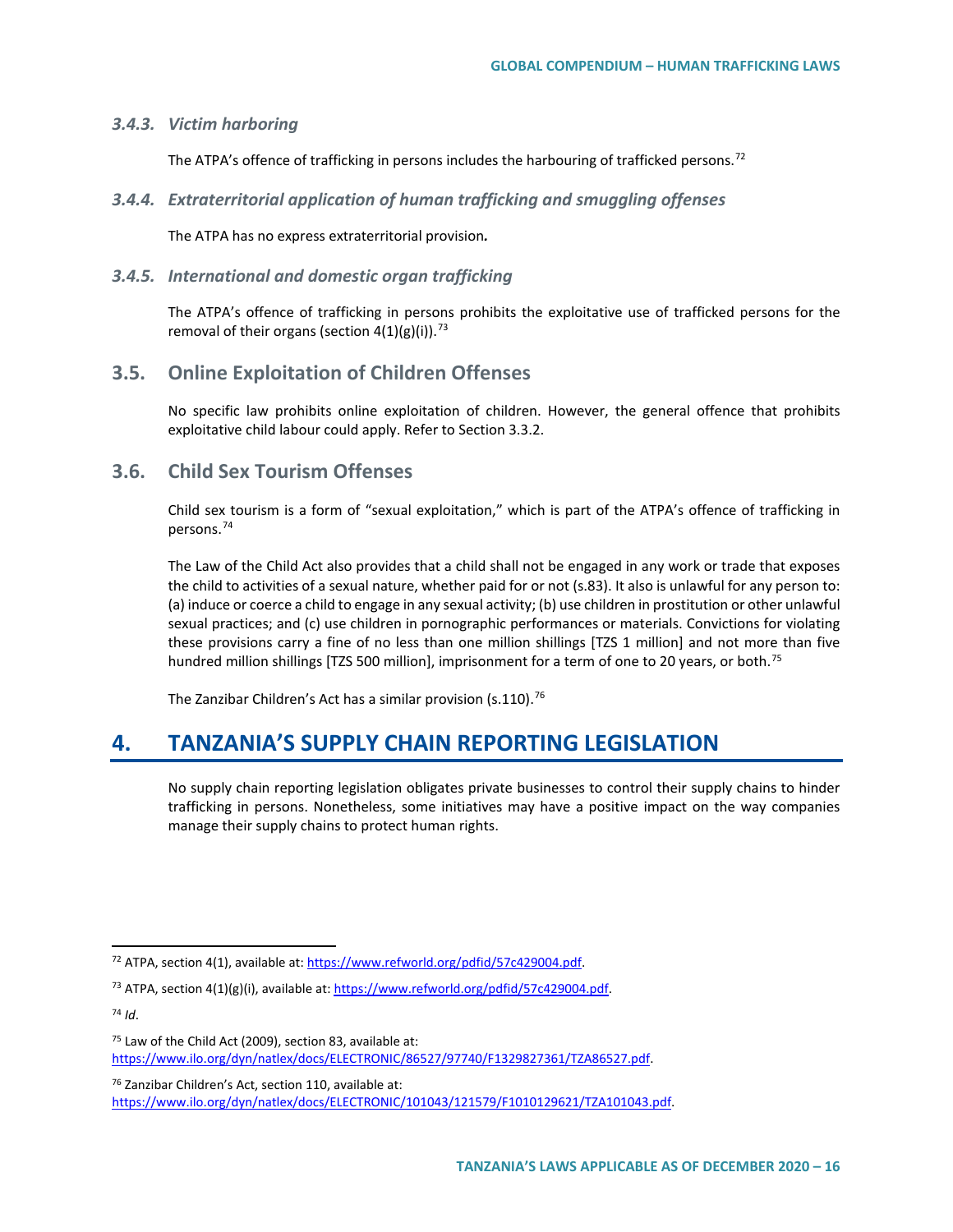### 3.4.3. *Victim harboring*

The ATPA's offence of trafficking in persons includes the harbouring of trafficked persons.[72]

### 3.4.4. *Extraterritorial application of human trafficking and smuggling offenses*

The ATPA has no express extraterritorial provision***.***

### 3.4.5. *International and domestic organ trafficking*

The ATPA's offence of trafficking in persons prohibits the exploitative use of trafficked persons for the removal of their organs (section 4(1)(g)(i)).[73]

## 3.5. Online Exploitation of Children Offenses

No specific law prohibits online exploitation of children. However, the general offence that prohibits exploitative child labour could apply. Refer to Section 3.3.2.

## 3.6. Child Sex Tourism Offenses

Child sex tourism is a form of "sexual exploitation," which is part of the ATPA's offence of trafficking in persons.[74]

The Law of the Child Act also provides that a child shall not be engaged in any work or trade that exposes the child to activities of a sexual nature, whether paid for or not (s.83). It also is unlawful for any person to: (a) induce or coerce a child to engage in any sexual activity; (b) use children in prostitution or other unlawful sexual practices; and (c) use children in pornographic performances or materials. Convictions for violating these provisions carry a fine of no less than one million shillings [TZS 1 million] and not more than five hundred million shillings [TZS 500 million], imprisonment for a term of one to 20 years, or both.[75]

The Zanzibar Children's Act has a similar provision (s.110).[76]

# 4. TANZANIA'S SUPPLY CHAIN REPORTING LEGISLATION

No supply chain reporting legislation obligates private businesses to control their supply chains to hinder trafficking in persons. Nonetheless, some initiatives may have a positive impact on the way companies manage their supply chains to protect human rights.

---

[72] ATPA, section 4(1), available at: https://www.refworld.org/pdfid/57c429004.pdf.

[73] ATPA, section 4(1)(g)(i), available at: https://www.refworld.org/pdfid/57c429004.pdf.

[74] *Id*.

[75] Law of the Child Act (2009), section 83, available at: https://www.ilo.org/dyn/natlex/docs/ELECTRONIC/86527/97740/F1329827361/TZA86527.pdf.

[76] Zanzibar Children's Act, section 110, available at: https://www.ilo.org/dyn/natlex/docs/ELECTRONIC/101043/121579/F1010129621/TZA101043.pdf.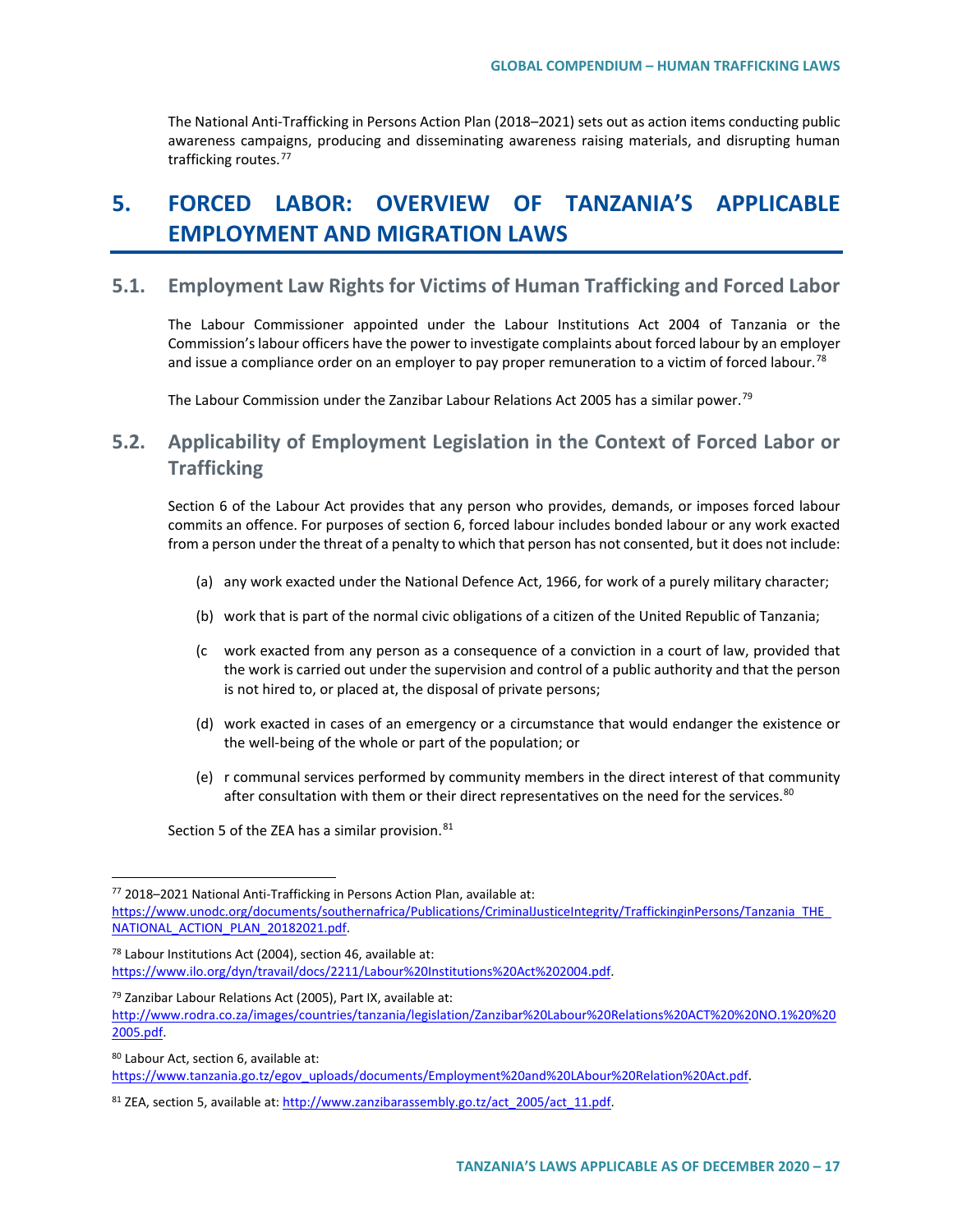The National Anti-Trafficking in Persons Action Plan (2018–2021) sets out as action items conducting public awareness campaigns, producing and disseminating awareness raising materials, and disrupting human trafficking routes.[77]

# 5. FORCED LABOR: OVERVIEW OF TANZANIA'S APPLICABLE EMPLOYMENT AND MIGRATION LAWS

## 5.1. Employment Law Rights for Victims of Human Trafficking and Forced Labor

The Labour Commissioner appointed under the Labour Institutions Act 2004 of Tanzania or the Commission's labour officers have the power to investigate complaints about forced labour by an employer and issue a compliance order on an employer to pay proper remuneration to a victim of forced labour.[78]

The Labour Commission under the Zanzibar Labour Relations Act 2005 has a similar power.[79]

## 5.2. Applicability of Employment Legislation in the Context of Forced Labor or Trafficking

Section 6 of the Labour Act provides that any person who provides, demands, or imposes forced labour commits an offence. For purposes of section 6, forced labour includes bonded labour or any work exacted from a person under the threat of a penalty to which that person has not consented, but it does not include:

(a) any work exacted under the National Defence Act, 1966, for work of a purely military character;

(b) work that is part of the normal civic obligations of a citizen of the United Republic of Tanzania;

(c work exacted from any person as a consequence of a conviction in a court of law, provided that the work is carried out under the supervision and control of a public authority and that the person is not hired to, or placed at, the disposal of private persons;

(d) work exacted in cases of an emergency or a circumstance that would endanger the existence or the well-being of the whole or part of the population; or

(e) r communal services performed by community members in the direct interest of that community after consultation with them or their direct representatives on the need for the services.[80]

Section 5 of the ZEA has a similar provision.[81]

---

[77] 2018–2021 National Anti-Trafficking in Persons Action Plan, available at: https://www.unodc.org/documents/southernafrica/Publications/CriminalJusticeIntegrity/TraffickinginPersons/Tanzania_THE_NATIONAL_ACTION_PLAN_20182021.pdf.

[78] Labour Institutions Act (2004), section 46, available at: https://www.ilo.org/dyn/travail/docs/2211/Labour%20Institutions%20Act%202004.pdf.

[79] Zanzibar Labour Relations Act (2005), Part IX, available at: http://www.rodra.co.za/images/countries/tanzania/legislation/Zanzibar%20Labour%20Relations%20ACT%20%20NO.1%20%202005.pdf.

[80] Labour Act, section 6, available at: https://www.tanzania.go.tz/egov_uploads/documents/Employment%20and%20LAbour%20Relation%20Act.pdf.

[81] ZEA, section 5, available at: http://www.zanzibarassembly.go.tz/act_2005/act_11.pdf.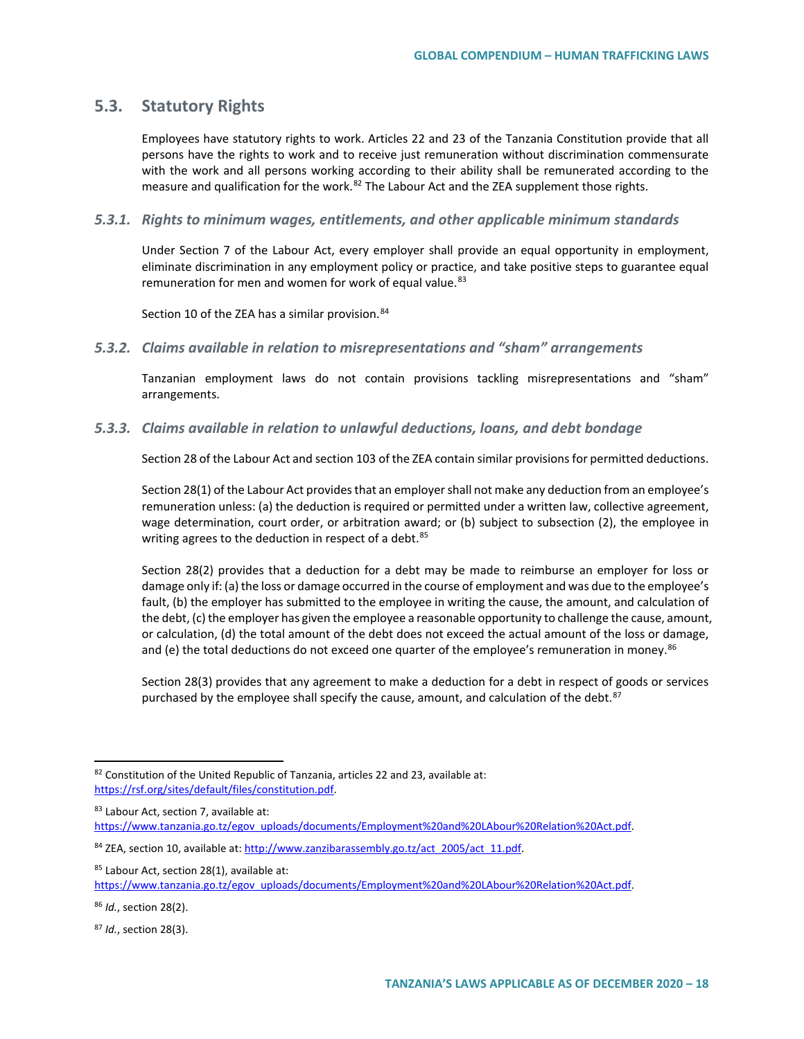## 5.3. Statutory Rights

Employees have statutory rights to work. Articles 22 and 23 of the Tanzania Constitution provide that all persons have the rights to work and to receive just remuneration without discrimination commensurate with the work and all persons working according to their ability shall be remunerated according to the measure and qualification for the work.[82] The Labour Act and the ZEA supplement those rights.

### *5.3.1. Rights to minimum wages, entitlements, and other applicable minimum standards*

Under Section 7 of the Labour Act, every employer shall provide an equal opportunity in employment, eliminate discrimination in any employment policy or practice, and take positive steps to guarantee equal remuneration for men and women for work of equal value.[83]

Section 10 of the ZEA has a similar provision.[84]

### *5.3.2. Claims available in relation to misrepresentations and "sham" arrangements*

Tanzanian employment laws do not contain provisions tackling misrepresentations and "sham" arrangements.

### *5.3.3. Claims available in relation to unlawful deductions, loans, and debt bondage*

Section 28 of the Labour Act and section 103 of the ZEA contain similar provisions for permitted deductions.

Section 28(1) of the Labour Act provides that an employer shall not make any deduction from an employee's remuneration unless: (a) the deduction is required or permitted under a written law, collective agreement, wage determination, court order, or arbitration award; or (b) subject to subsection (2), the employee in writing agrees to the deduction in respect of a debt.[85]

Section 28(2) provides that a deduction for a debt may be made to reimburse an employer for loss or damage only if: (a) the loss or damage occurred in the course of employment and was due to the employee's fault, (b) the employer has submitted to the employee in writing the cause, the amount, and calculation of the debt, (c) the employer has given the employee a reasonable opportunity to challenge the cause, amount, or calculation, (d) the total amount of the debt does not exceed the actual amount of the loss or damage, and (e) the total deductions do not exceed one quarter of the employee's remuneration in money.[86]

Section 28(3) provides that any agreement to make a deduction for a debt in respect of goods or services purchased by the employee shall specify the cause, amount, and calculation of the debt.[87]

---

[82] Constitution of the United Republic of Tanzania, articles 22 and 23, available at: https://rsf.org/sites/default/files/constitution.pdf.

[83] Labour Act, section 7, available at: https://www.tanzania.go.tz/egov_uploads/documents/Employment%20and%20LAbour%20Relation%20Act.pdf.

[84] ZEA, section 10, available at: http://www.zanzibarassembly.go.tz/act_2005/act_11.pdf.

[85] Labour Act, section 28(1), available at: https://www.tanzania.go.tz/egov_uploads/documents/Employment%20and%20LAbour%20Relation%20Act.pdf.

[86] *Id.*, section 28(2).

[87] *Id.*, section 28(3).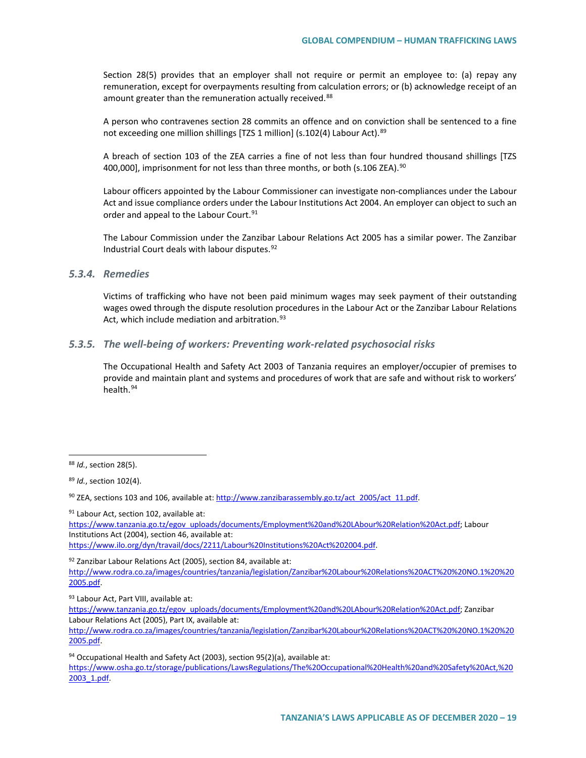Section 28(5) provides that an employer shall not require or permit an employee to: (a) repay any remuneration, except for overpayments resulting from calculation errors; or (b) acknowledge receipt of an amount greater than the remuneration actually received.[88]

A person who contravenes section 28 commits an offence and on conviction shall be sentenced to a fine not exceeding one million shillings [TZS 1 million] (s.102(4) Labour Act).[89]

A breach of section 103 of the ZEA carries a fine of not less than four hundred thousand shillings [TZS 400,000], imprisonment for not less than three months, or both (s.106 ZEA).[90]

Labour officers appointed by the Labour Commissioner can investigate non-compliances under the Labour Act and issue compliance orders under the Labour Institutions Act 2004. An employer can object to such an order and appeal to the Labour Court.[91]

The Labour Commission under the Zanzibar Labour Relations Act 2005 has a similar power. The Zanzibar Industrial Court deals with labour disputes.[92]

### *5.3.4. Remedies*

Victims of trafficking who have not been paid minimum wages may seek payment of their outstanding wages owed through the dispute resolution procedures in the Labour Act or the Zanzibar Labour Relations Act, which include mediation and arbitration.[93]

### *5.3.5. The well-being of workers: Preventing work-related psychosocial risks*

The Occupational Health and Safety Act 2003 of Tanzania requires an employer/occupier of premises to provide and maintain plant and systems and procedures of work that are safe and without risk to workers' health.[94]

---

[88] *Id.*, section 28(5).

[89] *Id.*, section 102(4).

[90] ZEA, sections 103 and 106, available at: http://www.zanzibarassembly.go.tz/act_2005/act_11.pdf.

[91] Labour Act, section 102, available at: https://www.tanzania.go.tz/egov_uploads/documents/Employment%20and%20LAbour%20Relation%20Act.pdf; Labour Institutions Act (2004), section 46, available at: https://www.ilo.org/dyn/travail/docs/2211/Labour%20Institutions%20Act%202004.pdf.

[92] Zanzibar Labour Relations Act (2005), section 84, available at: http://www.rodra.co.za/images/countries/tanzania/legislation/Zanzibar%20Labour%20Relations%20ACT%20%20NO.1%20%202005.pdf.

[93] Labour Act, Part VIII, available at: https://www.tanzania.go.tz/egov_uploads/documents/Employment%20and%20LAbour%20Relation%20Act.pdf; Zanzibar Labour Relations Act (2005), Part IX, available at: http://www.rodra.co.za/images/countries/tanzania/legislation/Zanzibar%20Labour%20Relations%20ACT%20%20NO.1%20%202005.pdf.

[94] Occupational Health and Safety Act (2003), section 95(2)(a), available at: https://www.osha.go.tz/storage/publications/LawsRegulations/The%20Occupational%20Health%20and%20Safety%20Act,%202003_1.pdf.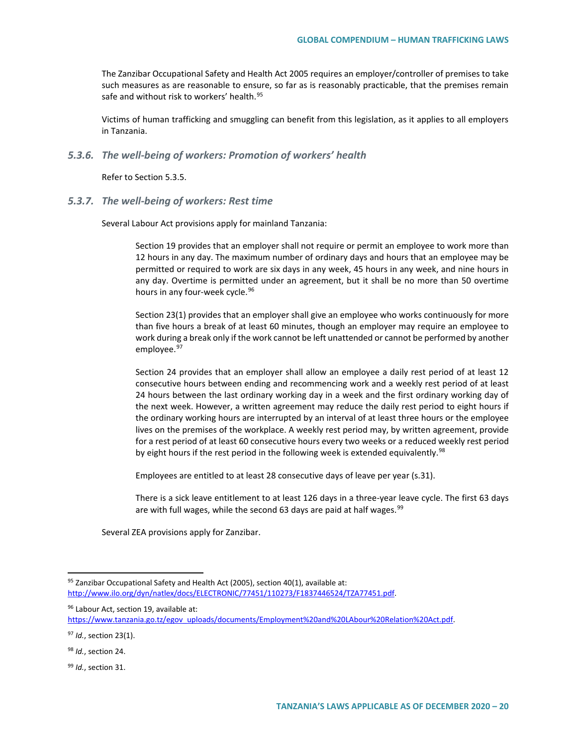The Zanzibar Occupational Safety and Health Act 2005 requires an employer/controller of premises to take such measures as are reasonable to ensure, so far as is reasonably practicable, that the premises remain safe and without risk to workers' health.[95]

Victims of human trafficking and smuggling can benefit from this legislation, as it applies to all employers in Tanzania.

### *5.3.6. The well-being of workers: Promotion of workers' health*

Refer to Section 5.3.5.

### *5.3.7. The well-being of workers: Rest time*

Several Labour Act provisions apply for mainland Tanzania:

> Section 19 provides that an employer shall not require or permit an employee to work more than 12 hours in any day. The maximum number of ordinary days and hours that an employee may be permitted or required to work are six days in any week, 45 hours in any week, and nine hours in any day. Overtime is permitted under an agreement, but it shall be no more than 50 overtime hours in any four-week cycle.[96]
>
> Section 23(1) provides that an employer shall give an employee who works continuously for more than five hours a break of at least 60 minutes, though an employer may require an employee to work during a break only if the work cannot be left unattended or cannot be performed by another employee.[97]
>
> Section 24 provides that an employer shall allow an employee a daily rest period of at least 12 consecutive hours between ending and recommencing work and a weekly rest period of at least 24 hours between the last ordinary working day in a week and the first ordinary working day of the next week. However, a written agreement may reduce the daily rest period to eight hours if the ordinary working hours are interrupted by an interval of at least three hours or the employee lives on the premises of the workplace. A weekly rest period may, by written agreement, provide for a rest period of at least 60 consecutive hours every two weeks or a reduced weekly rest period by eight hours if the rest period in the following week is extended equivalently.[98]
>
> Employees are entitled to at least 28 consecutive days of leave per year (s.31).
>
> There is a sick leave entitlement to at least 126 days in a three-year leave cycle. The first 63 days are with full wages, while the second 63 days are paid at half wages.[99]

Several ZEA provisions apply for Zanzibar.

---

[95] Zanzibar Occupational Safety and Health Act (2005), section 40(1), available at: http://www.ilo.org/dyn/natlex/docs/ELECTRONIC/77451/110273/F1837446524/TZA77451.pdf.

[96] Labour Act, section 19, available at: https://www.tanzania.go.tz/egov_uploads/documents/Employment%20and%20LAbour%20Relation%20Act.pdf.

[97] *Id.*, section 23(1).

[98] *Id.*, section 24.

[99] *Id.*, section 31.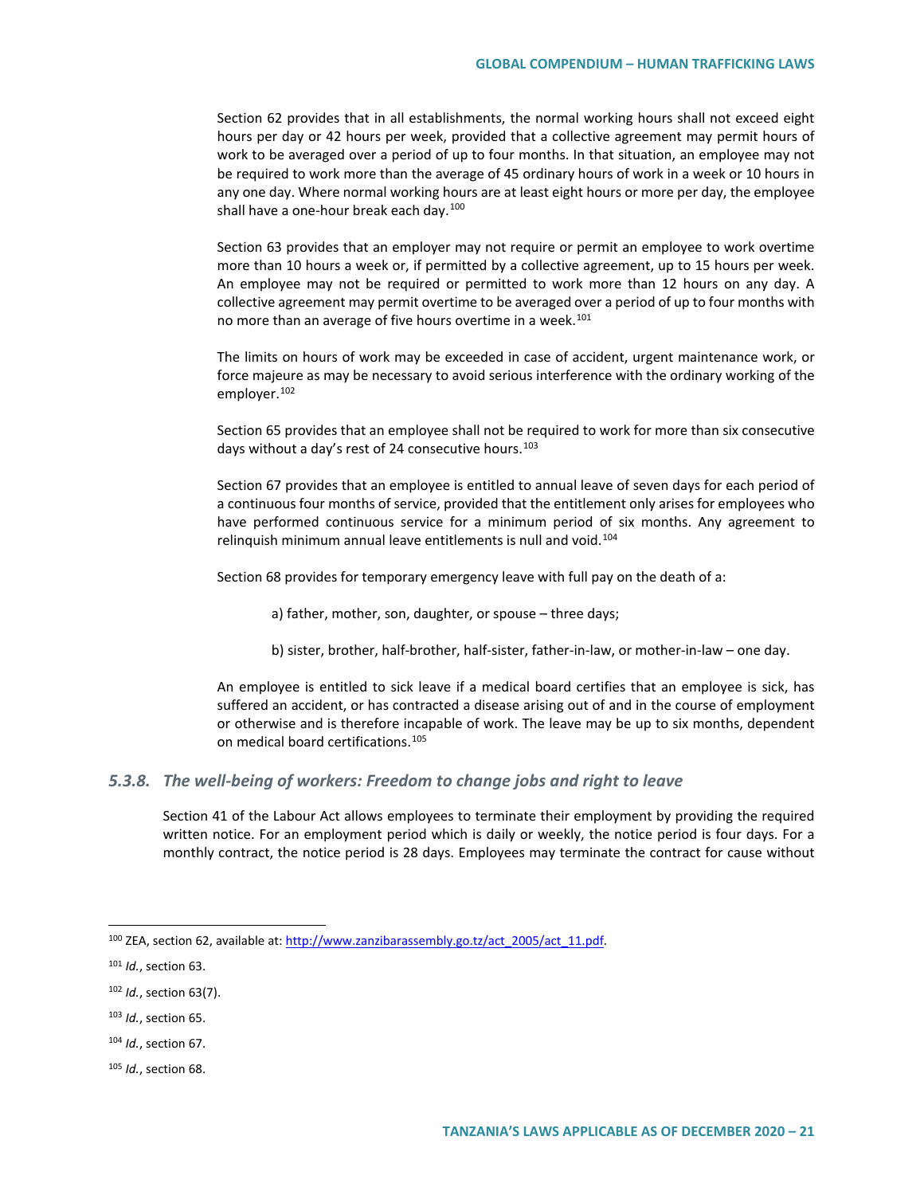Section 62 provides that in all establishments, the normal working hours shall not exceed eight hours per day or 42 hours per week, provided that a collective agreement may permit hours of work to be averaged over a period of up to four months. In that situation, an employee may not be required to work more than the average of 45 ordinary hours of work in a week or 10 hours in any one day. Where normal working hours are at least eight hours or more per day, the employee shall have a one-hour break each day.[100]

Section 63 provides that an employer may not require or permit an employee to work overtime more than 10 hours a week or, if permitted by a collective agreement, up to 15 hours per week. An employee may not be required or permitted to work more than 12 hours on any day. A collective agreement may permit overtime to be averaged over a period of up to four months with no more than an average of five hours overtime in a week.[101]

The limits on hours of work may be exceeded in case of accident, urgent maintenance work, or force majeure as may be necessary to avoid serious interference with the ordinary working of the employer.[102]

Section 65 provides that an employee shall not be required to work for more than six consecutive days without a day's rest of 24 consecutive hours.[103]

Section 67 provides that an employee is entitled to annual leave of seven days for each period of a continuous four months of service, provided that the entitlement only arises for employees who have performed continuous service for a minimum period of six months. Any agreement to relinquish minimum annual leave entitlements is null and void.[104]

Section 68 provides for temporary emergency leave with full pay on the death of a:

a) father, mother, son, daughter, or spouse – three days;

b) sister, brother, half-brother, half-sister, father-in-law, or mother-in-law – one day.

An employee is entitled to sick leave if a medical board certifies that an employee is sick, has suffered an accident, or has contracted a disease arising out of and in the course of employment or otherwise and is therefore incapable of work. The leave may be up to six months, dependent on medical board certifications.[105]

### *5.3.8. The well-being of workers: Freedom to change jobs and right to leave*

Section 41 of the Labour Act allows employees to terminate their employment by providing the required written notice. For an employment period which is daily or weekly, the notice period is four days. For a monthly contract, the notice period is 28 days. Employees may terminate the contract for cause without

---

[100] ZEA, section 62, available at: http://www.zanzibarassembly.go.tz/act_2005/act_11.pdf.

[101] *Id.*, section 63.

[102] *Id.*, section 63(7).

[103] *Id.*, section 65.

[104] *Id.*, section 67.

[105] *Id.*, section 68.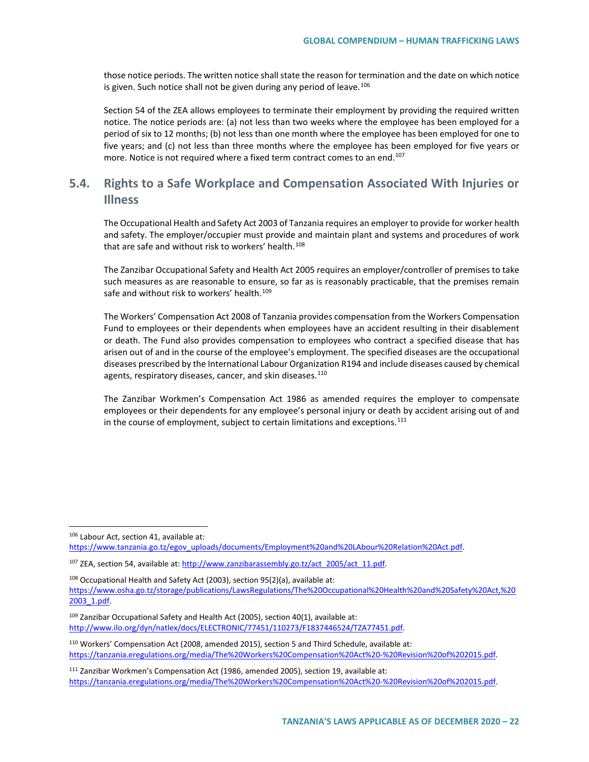those notice periods. The written notice shall state the reason for termination and the date on which notice is given. Such notice shall not be given during any period of leave.[106]

Section 54 of the ZEA allows employees to terminate their employment by providing the required written notice. The notice periods are: (a) not less than two weeks where the employee has been employed for a period of six to 12 months; (b) not less than one month where the employee has been employed for one to five years; and (c) not less than three months where the employee has been employed for five years or more. Notice is not required where a fixed term contract comes to an end.[107]

## 5.4. Rights to a Safe Workplace and Compensation Associated With Injuries or Illness

The Occupational Health and Safety Act 2003 of Tanzania requires an employer to provide for worker health and safety. The employer/occupier must provide and maintain plant and systems and procedures of work that are safe and without risk to workers' health.[108]

The Zanzibar Occupational Safety and Health Act 2005 requires an employer/controller of premises to take such measures as are reasonable to ensure, so far as is reasonably practicable, that the premises remain safe and without risk to workers' health.[109]

The Workers' Compensation Act 2008 of Tanzania provides compensation from the Workers Compensation Fund to employees or their dependents when employees have an accident resulting in their disablement or death. The Fund also provides compensation to employees who contract a specified disease that has arisen out of and in the course of the employee's employment. The specified diseases are the occupational diseases prescribed by the International Labour Organization R194 and include diseases caused by chemical agents, respiratory diseases, cancer, and skin diseases.[110]

The Zanzibar Workmen's Compensation Act 1986 as amended requires the employer to compensate employees or their dependents for any employee's personal injury or death by accident arising out of and in the course of employment, subject to certain limitations and exceptions.[111]

---

[106] Labour Act, section 41, available at: https://www.tanzania.go.tz/egov_uploads/documents/Employment%20and%20LAbour%20Relation%20Act.pdf.

[107] ZEA, section 54, available at: http://www.zanzibarassembly.go.tz/act_2005/act_11.pdf.

[108] Occupational Health and Safety Act (2003), section 95(2)(a), available at: https://www.osha.go.tz/storage/publications/LawsRegulations/The%20Occupational%20Health%20and%20Safety%20Act,%202003_1.pdf.

[109] Zanzibar Occupational Safety and Health Act (2005), section 40(1), available at: http://www.ilo.org/dyn/natlex/docs/ELECTRONIC/77451/110273/F1837446524/TZA77451.pdf.

[110] Workers' Compensation Act (2008, amended 2015), section 5 and Third Schedule, available at: https://tanzania.eregulations.org/media/The%20Workers%20Compensation%20Act%20-%20Revision%20of%202015.pdf.

[111] Zanzibar Workmen's Compensation Act (1986, amended 2005), section 19, available at: https://tanzania.eregulations.org/media/The%20Workers%20Compensation%20Act%20-%20Revision%20of%202015.pdf.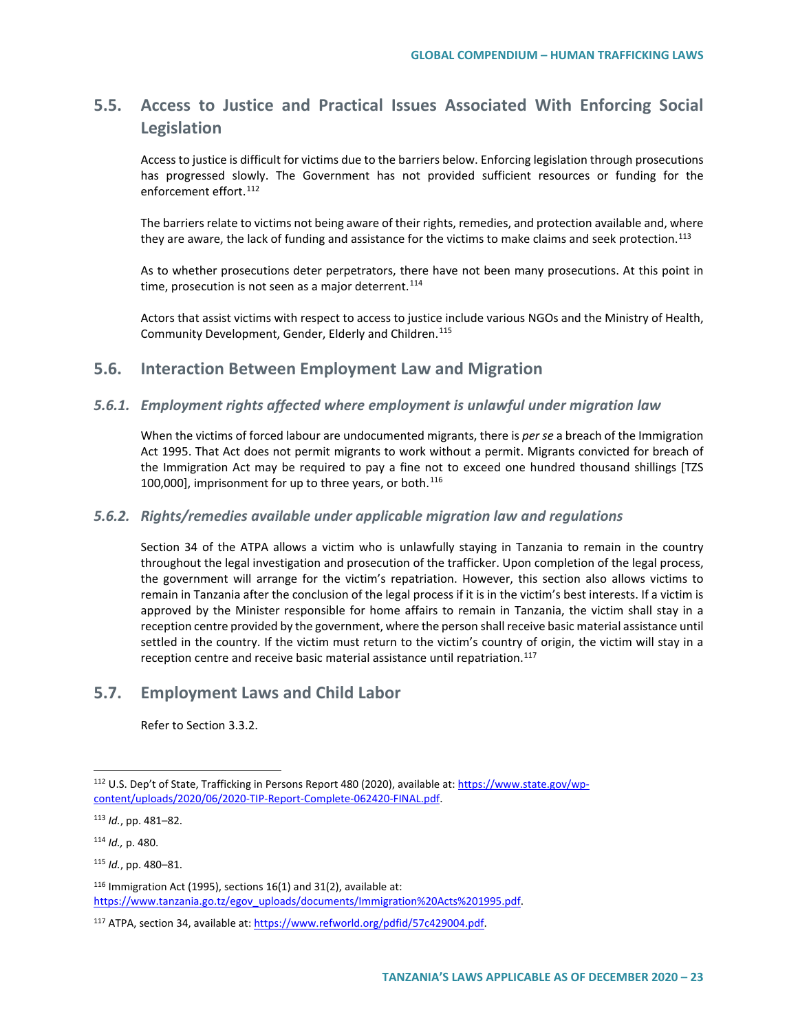## 5.5. Access to Justice and Practical Issues Associated With Enforcing Social Legislation

Access to justice is difficult for victims due to the barriers below. Enforcing legislation through prosecutions has progressed slowly. The Government has not provided sufficient resources or funding for the enforcement effort.[112]

The barriers relate to victims not being aware of their rights, remedies, and protection available and, where they are aware, the lack of funding and assistance for the victims to make claims and seek protection.[113]

As to whether prosecutions deter perpetrators, there have not been many prosecutions. At this point in time, prosecution is not seen as a major deterrent.[114]

Actors that assist victims with respect to access to justice include various NGOs and the Ministry of Health, Community Development, Gender, Elderly and Children.[115]

## 5.6. Interaction Between Employment Law and Migration

### *5.6.1. Employment rights affected where employment is unlawful under migration law*

When the victims of forced labour are undocumented migrants, there is *per se* a breach of the Immigration Act 1995. That Act does not permit migrants to work without a permit. Migrants convicted for breach of the Immigration Act may be required to pay a fine not to exceed one hundred thousand shillings [TZS 100,000], imprisonment for up to three years, or both.[116]

### *5.6.2. Rights/remedies available under applicable migration law and regulations*

Section 34 of the ATPA allows a victim who is unlawfully staying in Tanzania to remain in the country throughout the legal investigation and prosecution of the trafficker. Upon completion of the legal process, the government will arrange for the victim's repatriation. However, this section also allows victims to remain in Tanzania after the conclusion of the legal process if it is in the victim's best interests. If a victim is approved by the Minister responsible for home affairs to remain in Tanzania, the victim shall stay in a reception centre provided by the government, where the person shall receive basic material assistance until settled in the country. If the victim must return to the victim's country of origin, the victim will stay in a reception centre and receive basic material assistance until repatriation.[117]

## 5.7. Employment Laws and Child Labor

Refer to Section 3.3.2.

---

[112] U.S. Dep't of State, Trafficking in Persons Report 480 (2020), available at: https://www.state.gov/wp-content/uploads/2020/06/2020-TIP-Report-Complete-062420-FINAL.pdf.

[113] *Id.*, pp. 481–82.

[114] *Id.,* p. 480.

[115] *Id.*, pp. 480–81.

[116] Immigration Act (1995), sections 16(1) and 31(2), available at: https://www.tanzania.go.tz/egov_uploads/documents/Immigration%20Acts%201995.pdf.

[117] ATPA, section 34, available at: https://www.refworld.org/pdfid/57c429004.pdf.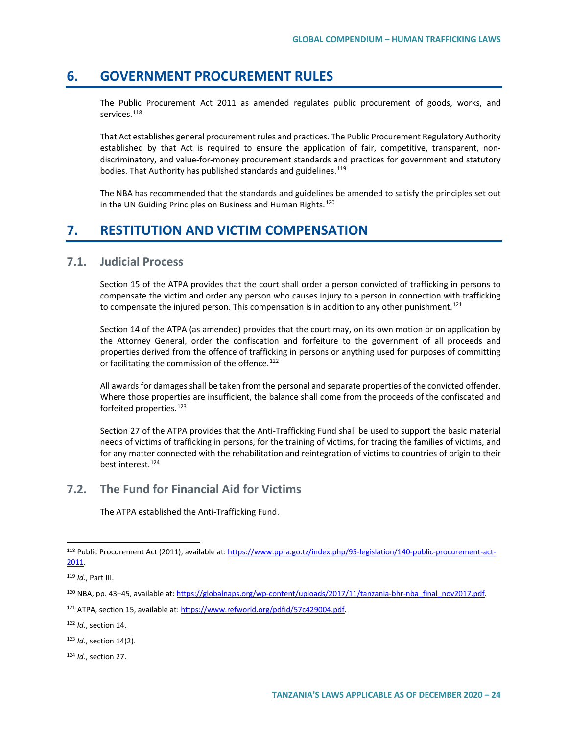## 6. GOVERNMENT PROCUREMENT RULES

The Public Procurement Act 2011 as amended regulates public procurement of goods, works, and services.[118]

That Act establishes general procurement rules and practices. The Public Procurement Regulatory Authority established by that Act is required to ensure the application of fair, competitive, transparent, non-discriminatory, and value-for-money procurement standards and practices for government and statutory bodies. That Authority has published standards and guidelines.[119]

The NBA has recommended that the standards and guidelines be amended to satisfy the principles set out in the UN Guiding Principles on Business and Human Rights.[120]

## 7. RESTITUTION AND VICTIM COMPENSATION

### 7.1. Judicial Process

Section 15 of the ATPA provides that the court shall order a person convicted of trafficking in persons to compensate the victim and order any person who causes injury to a person in connection with trafficking to compensate the injured person. This compensation is in addition to any other punishment.[121]

Section 14 of the ATPA (as amended) provides that the court may, on its own motion or on application by the Attorney General, order the confiscation and forfeiture to the government of all proceeds and properties derived from the offence of trafficking in persons or anything used for purposes of committing or facilitating the commission of the offence.[122]

All awards for damages shall be taken from the personal and separate properties of the convicted offender. Where those properties are insufficient, the balance shall come from the proceeds of the confiscated and forfeited properties.[123]

Section 27 of the ATPA provides that the Anti-Trafficking Fund shall be used to support the basic material needs of victims of trafficking in persons, for the training of victims, for tracing the families of victims, and for any matter connected with the rehabilitation and reintegration of victims to countries of origin to their best interest.[124]

### 7.2. The Fund for Financial Aid for Victims

The ATPA established the Anti-Trafficking Fund.

---

[118] Public Procurement Act (2011), available at: https://www.ppra.go.tz/index.php/95-legislation/140-public-procurement-act-2011.

[119] *Id.*, Part III.

[120] NBA, pp. 43–45, available at: https://globalnaps.org/wp-content/uploads/2017/11/tanzania-bhr-nba_final_nov2017.pdf.

[121] ATPA, section 15, available at: https://www.refworld.org/pdfid/57c429004.pdf.

[122] *Id.*, section 14.

[123] *Id.*, section 14(2).

[124] *Id.*, section 27.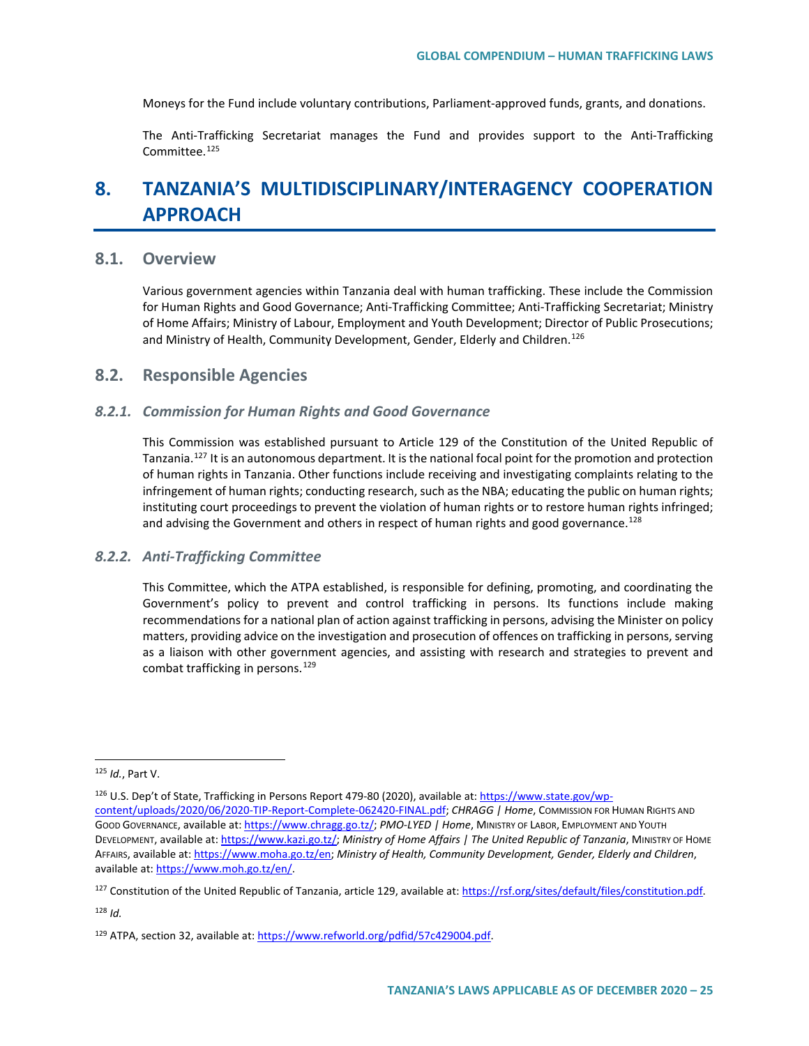Moneys for the Fund include voluntary contributions, Parliament-approved funds, grants, and donations.

The Anti-Trafficking Secretariat manages the Fund and provides support to the Anti-Trafficking Committee.[125]

# 8. TANZANIA'S MULTIDISCIPLINARY/INTERAGENCY COOPERATION APPROACH

## 8.1. Overview

Various government agencies within Tanzania deal with human trafficking. These include the Commission for Human Rights and Good Governance; Anti-Trafficking Committee; Anti-Trafficking Secretariat; Ministry of Home Affairs; Ministry of Labour, Employment and Youth Development; Director of Public Prosecutions; and Ministry of Health, Community Development, Gender, Elderly and Children.[126]

## 8.2. Responsible Agencies

### *8.2.1. Commission for Human Rights and Good Governance*

This Commission was established pursuant to Article 129 of the Constitution of the United Republic of Tanzania.[127] It is an autonomous department. It is the national focal point for the promotion and protection of human rights in Tanzania. Other functions include receiving and investigating complaints relating to the infringement of human rights; conducting research, such as the NBA; educating the public on human rights; instituting court proceedings to prevent the violation of human rights or to restore human rights infringed; and advising the Government and others in respect of human rights and good governance.[128]

### *8.2.2. Anti-Trafficking Committee*

This Committee, which the ATPA established, is responsible for defining, promoting, and coordinating the Government's policy to prevent and control trafficking in persons. Its functions include making recommendations for a national plan of action against trafficking in persons, advising the Minister on policy matters, providing advice on the investigation and prosecution of offences on trafficking in persons, serving as a liaison with other government agencies, and assisting with research and strategies to prevent and combat trafficking in persons.[129]

---

[125] *Id.*, Part V.

[126] U.S. Dep't of State, Trafficking in Persons Report 479-80 (2020), available at: https://www.state.gov/wp-content/uploads/2020/06/2020-TIP-Report-Complete-062420-FINAL.pdf; *CHRAGG | Home*, Commission for Human Rights and Good Governance, available at: https://www.chragg.go.tz/; *PMO-LYED | Home*, Ministry of Labor, Employment and Youth Development, available at: https://www.kazi.go.tz/; *Ministry of Home Affairs | The United Republic of Tanzania*, Ministry of Home Affairs, available at: https://www.moha.go.tz/en; *Ministry of Health, Community Development, Gender, Elderly and Children*, available at: https://www.moh.go.tz/en/.

[127] Constitution of the United Republic of Tanzania, article 129, available at: https://rsf.org/sites/default/files/constitution.pdf.

[128] *Id.*

[129] ATPA, section 32, available at: https://www.refworld.org/pdfid/57c429004.pdf.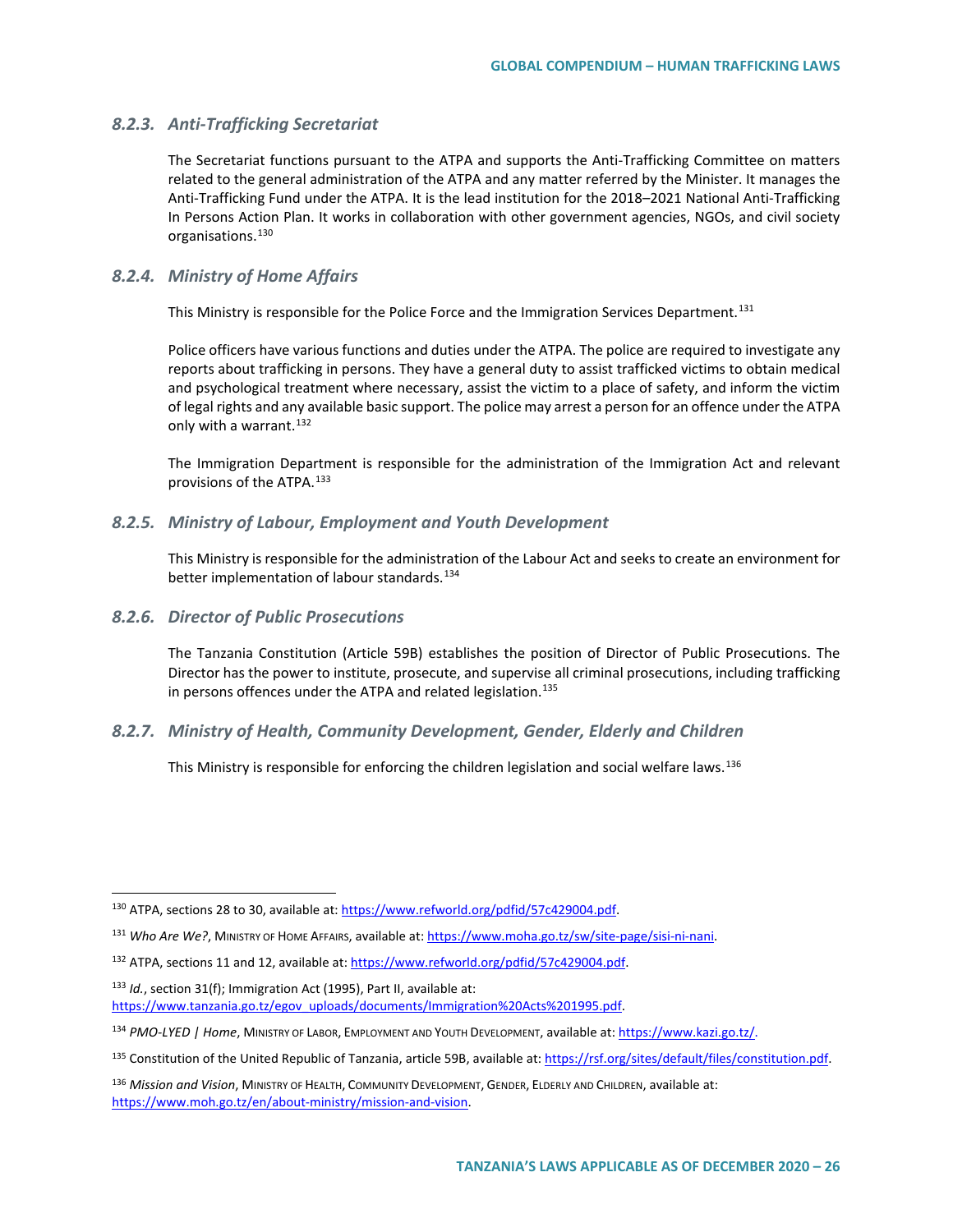### *8.2.3. Anti-Trafficking Secretariat*

The Secretariat functions pursuant to the ATPA and supports the Anti-Trafficking Committee on matters related to the general administration of the ATPA and any matter referred by the Minister. It manages the Anti-Trafficking Fund under the ATPA. It is the lead institution for the 2018–2021 National Anti-Trafficking In Persons Action Plan. It works in collaboration with other government agencies, NGOs, and civil society organisations.[130]

### *8.2.4. Ministry of Home Affairs*

This Ministry is responsible for the Police Force and the Immigration Services Department.[131]

Police officers have various functions and duties under the ATPA. The police are required to investigate any reports about trafficking in persons. They have a general duty to assist trafficked victims to obtain medical and psychological treatment where necessary, assist the victim to a place of safety, and inform the victim of legal rights and any available basic support. The police may arrest a person for an offence under the ATPA only with a warrant.[132]

The Immigration Department is responsible for the administration of the Immigration Act and relevant provisions of the ATPA.[133]

### *8.2.5. Ministry of Labour, Employment and Youth Development*

This Ministry is responsible for the administration of the Labour Act and seeks to create an environment for better implementation of labour standards.[134]

### *8.2.6. Director of Public Prosecutions*

The Tanzania Constitution (Article 59B) establishes the position of Director of Public Prosecutions. The Director has the power to institute, prosecute, and supervise all criminal prosecutions, including trafficking in persons offences under the ATPA and related legislation.[135]

### *8.2.7. Ministry of Health, Community Development, Gender, Elderly and Children*

This Ministry is responsible for enforcing the children legislation and social welfare laws.[136]

---

[130] ATPA, sections 28 to 30, available at: https://www.refworld.org/pdfid/57c429004.pdf.

[131] *Who Are We?*, MINISTRY OF HOME AFFAIRS, available at: https://www.moha.go.tz/sw/site-page/sisi-ni-nani.

[132] ATPA, sections 11 and 12, available at: https://www.refworld.org/pdfid/57c429004.pdf.

[133] *Id.*, section 31(f); Immigration Act (1995), Part II, available at: https://www.tanzania.go.tz/egov_uploads/documents/Immigration%20Acts%201995.pdf.

[134] *PMO-LYED | Home*, MINISTRY OF LABOR, EMPLOYMENT AND YOUTH DEVELOPMENT, available at: https://www.kazi.go.tz/.

[135] Constitution of the United Republic of Tanzania, article 59B, available at: https://rsf.org/sites/default/files/constitution.pdf.

[136] *Mission and Vision*, MINISTRY OF HEALTH, COMMUNITY DEVELOPMENT, GENDER, ELDERLY AND CHILDREN, available at: https://www.moh.go.tz/en/about-ministry/mission-and-vision.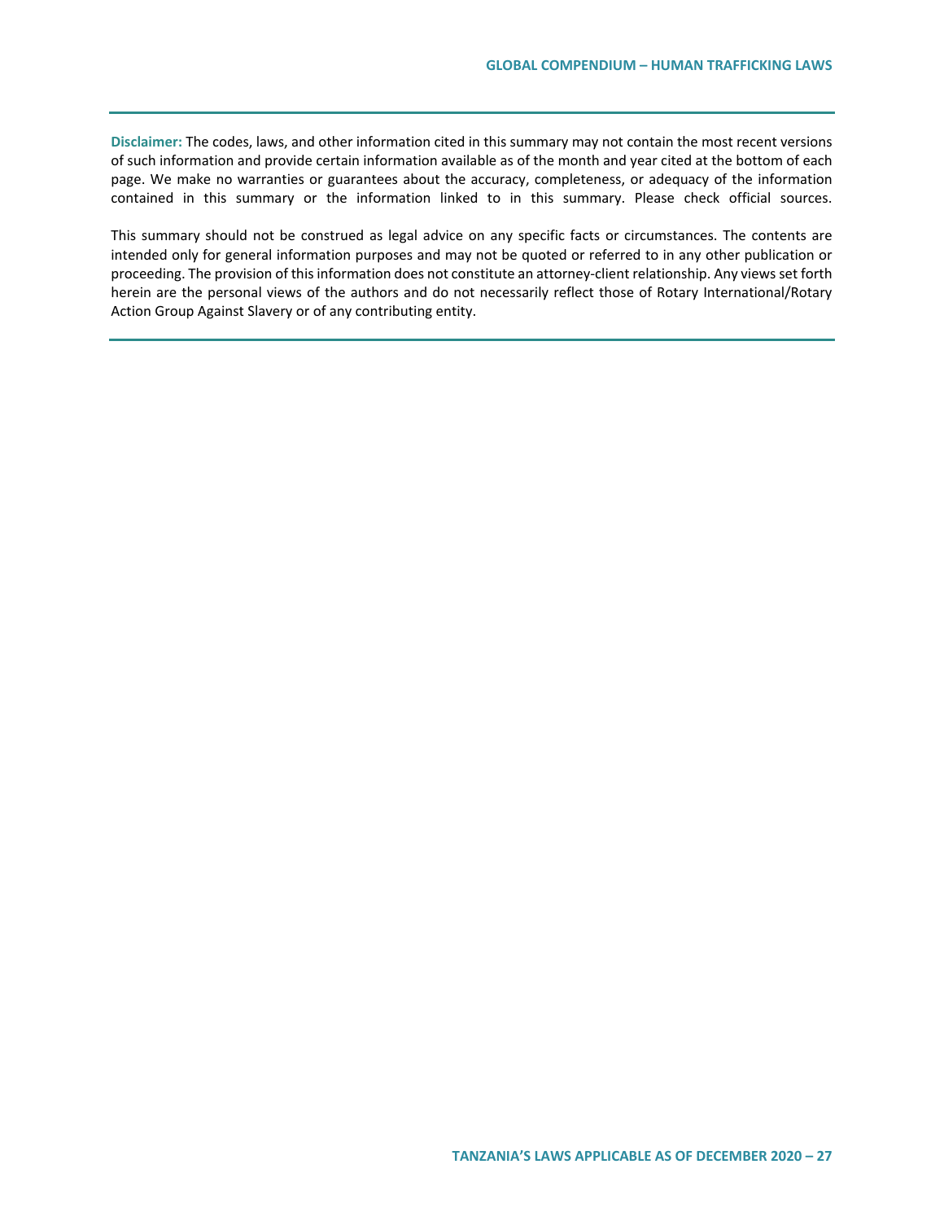**Disclaimer:** The codes, laws, and other information cited in this summary may not contain the most recent versions of such information and provide certain information available as of the month and year cited at the bottom of each page. We make no warranties or guarantees about the accuracy, completeness, or adequacy of the information contained in this summary or the information linked to in this summary. Please check official sources.

This summary should not be construed as legal advice on any specific facts or circumstances. The contents are intended only for general information purposes and may not be quoted or referred to in any other publication or proceeding. The provision of this information does not constitute an attorney-client relationship. Any views set forth herein are the personal views of the authors and do not necessarily reflect those of Rotary International/Rotary Action Group Against Slavery or of any contributing entity.